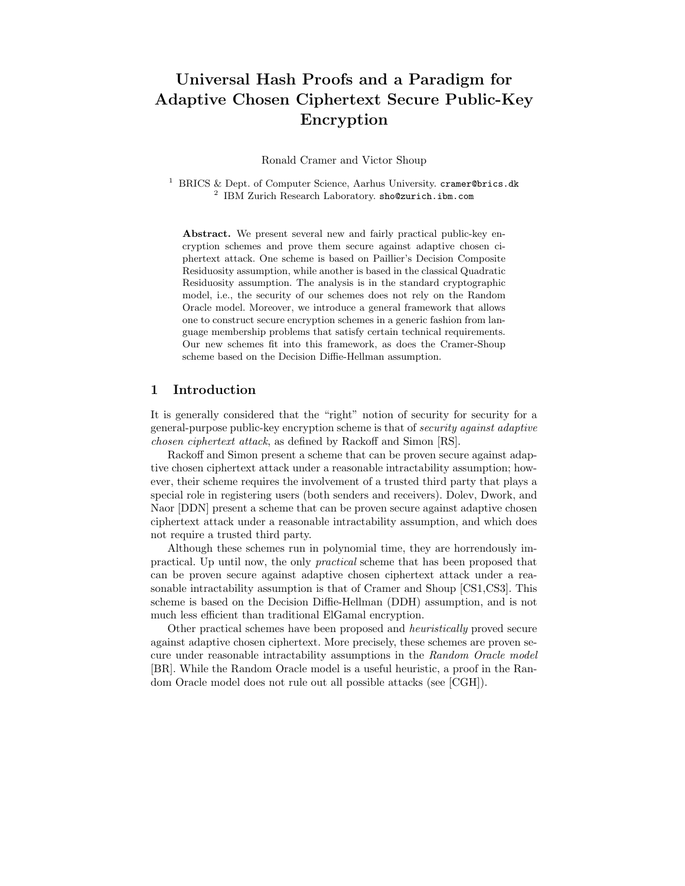# Universal Hash Proofs and a Paradigm for Adaptive Chosen Ciphertext Secure Public-Key Encryption

Ronald Cramer and Victor Shoup

[1] BRICS & Dept. of Computer Science, Aarhus University. cramer@brics.dk
[2] IBM Zurich Research Laboratory. sho@zurich.ibm.com

**Abstract.** We present several new and fairly practical public-key encryption schemes and prove them secure against adaptive chosen ciphertext attack. One scheme is based on Paillier's Decision Composite Residuosity assumption, while another is based in the classical Quadratic Residuosity assumption. The analysis is in the standard cryptographic model, i.e., the security of our schemes does not rely on the Random Oracle model. Moreover, we introduce a general framework that allows one to construct secure encryption schemes in a generic fashion from language membership problems that satisfy certain technical requirements. Our new schemes fit into this framework, as does the Cramer-Shoup scheme based on the Decision Diffie-Hellman assumption.

## 1 Introduction

It is generally considered that the "right" notion of security for security for a general-purpose public-key encryption scheme is that of *security against adaptive chosen ciphertext attack*, as defined by Rackoff and Simon [RS].

Rackoff and Simon present a scheme that can be proven secure against adaptive chosen ciphertext attack under a reasonable intractability assumption; however, their scheme requires the involvement of a trusted third party that plays a special role in registering users (both senders and receivers). Dolev, Dwork, and Naor [DDN] present a scheme that can be proven secure against adaptive chosen ciphertext attack under a reasonable intractability assumption, and which does not require a trusted third party.

Although these schemes run in polynomial time, they are horrendously impractical. Up until now, the only *practical* scheme that has been proposed that can be proven secure against adaptive chosen ciphertext attack under a reasonable intractability assumption is that of Cramer and Shoup [CS1,CS3]. This scheme is based on the Decision Diffie-Hellman (DDH) assumption, and is not much less efficient than traditional ElGamal encryption.

Other practical schemes have been proposed and *heuristically* proved secure against adaptive chosen ciphertext. More precisely, these schemes are proven secure under reasonable intractability assumptions in the *Random Oracle model* [BR]. While the Random Oracle model is a useful heuristic, a proof in the Random Oracle model does not rule out all possible attacks (see [CGH]).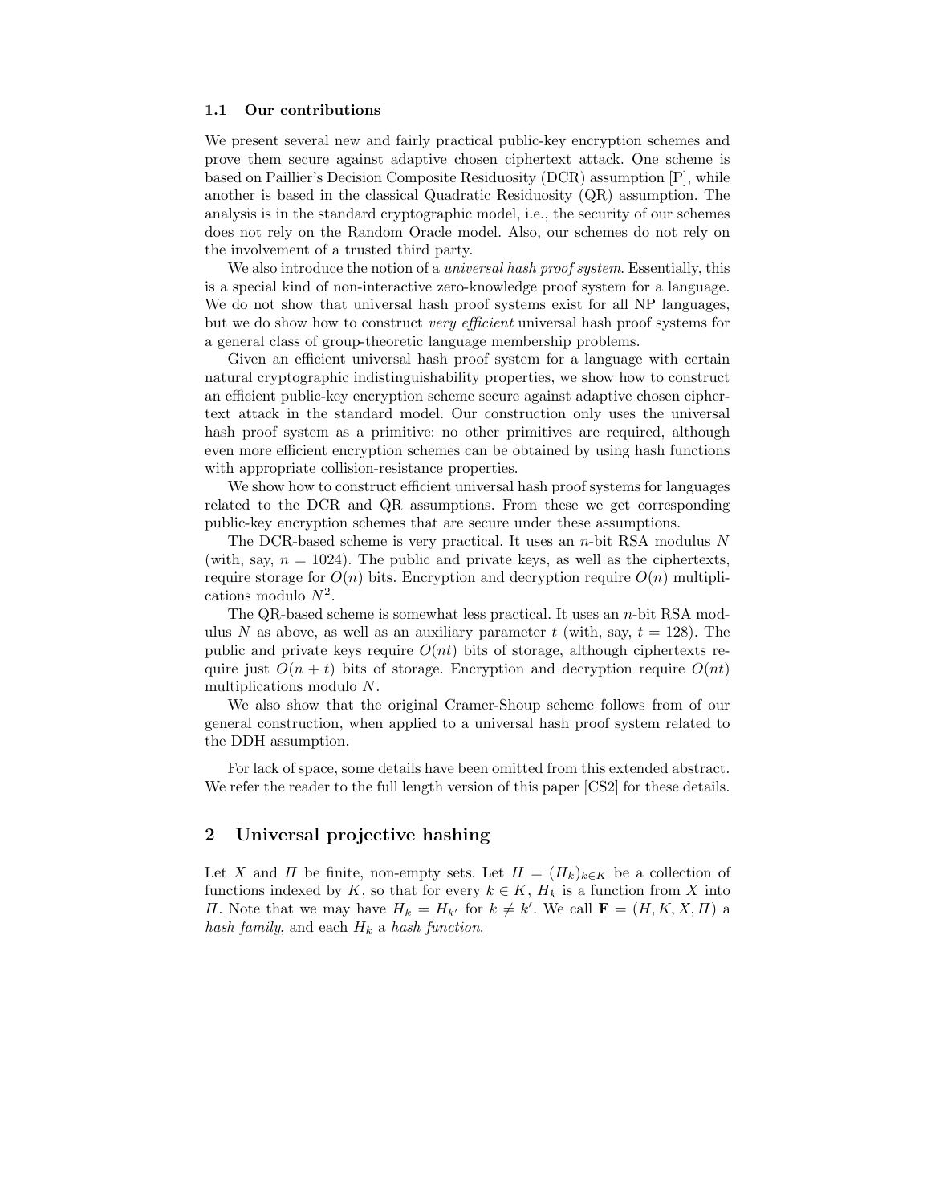### 1.1 Our contributions

We present several new and fairly practical public-key encryption schemes and prove them secure against adaptive chosen ciphertext attack. One scheme is based on Paillier's Decision Composite Residuosity (DCR) assumption [P], while another is based in the classical Quadratic Residuosity (QR) assumption. The analysis is in the standard cryptographic model, i.e., the security of our schemes does not rely on the Random Oracle model. Also, our schemes do not rely on the involvement of a trusted third party.

We also introduce the notion of a *universal hash proof system*. Essentially, this is a special kind of non-interactive zero-knowledge proof system for a language. We do not show that universal hash proof systems exist for all NP languages, but we do show how to construct *very efficient* universal hash proof systems for a general class of group-theoretic language membership problems.

Given an efficient universal hash proof system for a language with certain natural cryptographic indistinguishability properties, we show how to construct an efficient public-key encryption scheme secure against adaptive chosen ciphertext attack in the standard model. Our construction only uses the universal hash proof system as a primitive: no other primitives are required, although even more efficient encryption schemes can be obtained by using hash functions with appropriate collision-resistance properties.

We show how to construct efficient universal hash proof systems for languages related to the DCR and QR assumptions. From these we get corresponding public-key encryption schemes that are secure under these assumptions.

The DCR-based scheme is very practical. It uses an $n$-bit RSA modulus $N$ (with, say, $n = 1024$). The public and private keys, as well as the ciphertexts, require storage for $O(n)$ bits. Encryption and decryption require $O(n)$ multiplications modulo $N^2$.

The QR-based scheme is somewhat less practical. It uses an $n$-bit RSA modulus $N$ as above, as well as an auxiliary parameter $t$ (with, say, $t = 128$). The public and private keys require $O(nt)$ bits of storage, although ciphertexts require just $O(n + t)$ bits of storage. Encryption and decryption require $O(nt)$ multiplications modulo $N$.

We also show that the original Cramer-Shoup scheme follows from of our general construction, when applied to a universal hash proof system related to the DDH assumption.

For lack of space, some details have been omitted from this extended abstract. We refer the reader to the full length version of this paper [CS2] for these details.

## 2 Universal projective hashing

Let $X$ and $\Pi$ be finite, non-empty sets. Let $H = (H_k)_{k \in K}$ be a collection of functions indexed by $K$, so that for every $k \in K$, $H_k$ is a function from $X$ into $\Pi$. Note that we may have $H_k = H_{k'}$ for $k \neq k'$. We call $\mathbf{F} = (H, K, X, \Pi)$ a *hash family*, and each $H_k$ a *hash function*.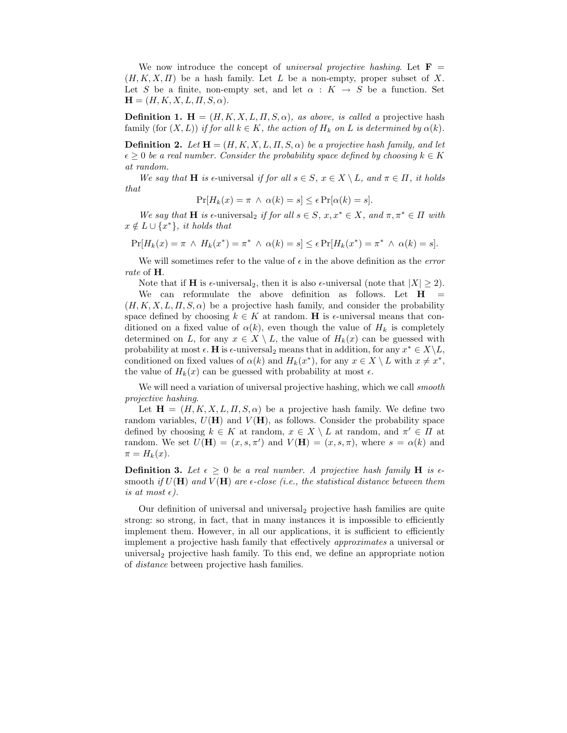We now introduce the concept of *universal projective hashing*. Let $\mathbf{F} = (H, K, X, \Pi)$ be a hash family. Let $L$ be a non-empty, proper subset of $X$. Let $S$ be a finite, non-empty set, and let $\alpha : K \to S$ be a function. Set $\mathbf{H} = (H, K, X, L, \Pi, S, \alpha)$.

**Definition 1.** *$\mathbf{H} = (H, K, X, L, \Pi, S, \alpha)$, as above, is called a* projective hash family (for $(X, L)$) *if for all $k \in K$, the action of $H_k$ on $L$ is determined by $\alpha(k)$.*

**Definition 2.** *Let $\mathbf{H} = (H, K, X, L, \Pi, S, \alpha)$ be a projective hash family, and let $\epsilon \geq 0$ be a real number. Consider the probability space defined by choosing $k \in K$ at random.*

*We say that $\mathbf{H}$ is* $\epsilon$-universal *if for all $s \in S$, $x \in X \setminus L$, and $\pi \in \Pi$, it holds that*

$$\Pr[H_k(x) = \pi \ \wedge \ \alpha(k) = s] \leq \epsilon \Pr[\alpha(k) = s].$$

*We say that $\mathbf{H}$ is* $\epsilon$-universal$_2$ *if for all $s \in S$, $x, x^* \in X$, and $\pi, \pi^* \in \Pi$ with $x \notin L \cup \{x^*\}$, it holds that*

$$\Pr[H_k(x) = \pi \ \wedge \ H_k(x^*) = \pi^* \ \wedge \ \alpha(k) = s] \leq \epsilon \Pr[H_k(x^*) = \pi^* \ \wedge \ \alpha(k) = s].$$

We will sometimes refer to the value of $\epsilon$ in the above definition as the *error rate* of $\mathbf{H}$.

Note that if $\mathbf{H}$ is $\epsilon$-universal$_2$, then it is also $\epsilon$-universal (note that $|X| \geq 2$).

We can reformulate the above definition as follows. Let $\mathbf{H} = (H, K, X, L, \Pi, S, \alpha)$ be a projective hash family, and consider the probability space defined by choosing $k \in K$ at random. $\mathbf{H}$ is $\epsilon$-universal means that conditioned on a fixed value of $\alpha(k)$, even though the value of $H_k$ is completely determined on $L$, for any $x \in X \setminus L$, the value of $H_k(x)$ can be guessed with probability at most $\epsilon$. $\mathbf{H}$ is $\epsilon$-universal$_2$ means that in addition, for any $x^* \in X \setminus L$, conditioned on fixed values of $\alpha(k)$ and $H_k(x^*)$, for any $x \in X \setminus L$ with $x \neq x^*$, the value of $H_k(x)$ can be guessed with probability at most $\epsilon$.

We will need a variation of universal projective hashing, which we call *smooth projective hashing*.

Let $\mathbf{H} = (H, K, X, L, \Pi, S, \alpha)$ be a projective hash family. We define two random variables, $U(\mathbf{H})$ and $V(\mathbf{H})$, as follows. Consider the probability space defined by choosing $k \in K$ at random, $x \in X \setminus L$ at random, and $\pi' \in \Pi$ at random. We set $U(\mathbf{H}) = (x, s, \pi')$ and $V(\mathbf{H}) = (x, s, \pi)$, where $s = \alpha(k)$ and $\pi = H_k(x)$.

**Definition 3.** *Let $\epsilon \geq 0$ be a real number. A projective hash family $\mathbf{H}$ is $\epsilon$-*smooth *if $U(\mathbf{H})$ and $V(\mathbf{H})$ are $\epsilon$-close (i.e., the statistical distance between them is at most $\epsilon$).*

Our definition of universal and universal$_2$ projective hash families are quite strong: so strong, in fact, that in many instances it is impossible to efficiently implement them. However, in all our applications, it is sufficient to efficiently implement a projective hash family that effectively *approximates* a universal or universal$_2$ projective hash family. To this end, we define an appropriate notion of *distance* between projective hash families.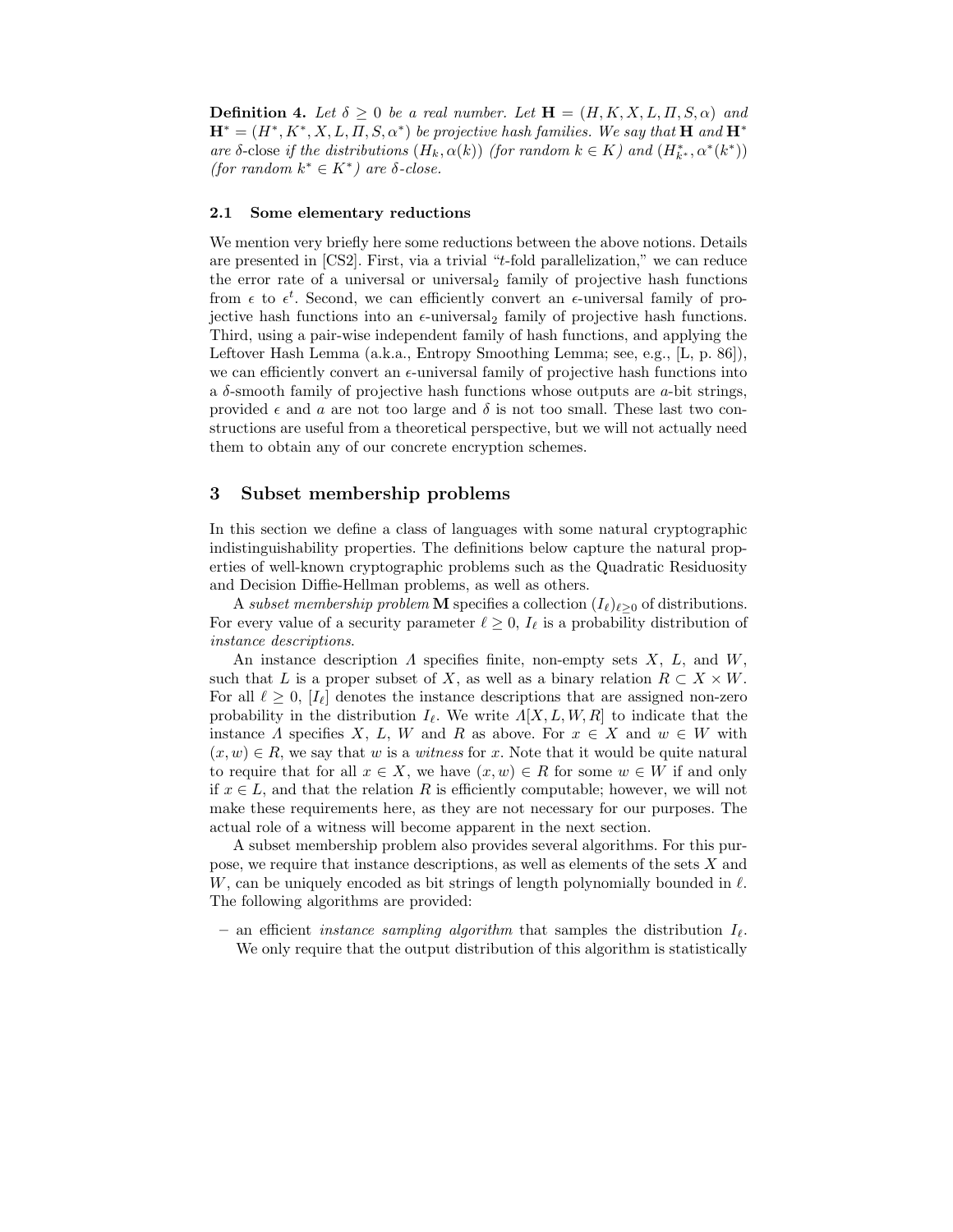**Definition 4.** *Let $\delta \geq 0$ be a real number. Let $\mathbf{H} = (H, K, X, L, \Pi, S, \alpha)$ and $\mathbf{H}^* = (H^*, K^*, X, L, \Pi, S, \alpha^*)$ be projective hash families. We say that $\mathbf{H}$ and $\mathbf{H}^*$ are* $\delta$-close *if the distributions $(H_k, \alpha(k))$ (for random $k \in K$) and $(H^*_{k^*}, \alpha^*(k^*))$ (for random $k^* \in K^*$) are $\delta$-close.*

### 2.1 Some elementary reductions

We mention very briefly here some reductions between the above notions. Details are presented in [CS2]. First, via a trivial "$t$-fold parallelization," we can reduce the error rate of a universal or universal$_2$ family of projective hash functions from $\epsilon$ to $\epsilon^t$. Second, we can efficiently convert an $\epsilon$-universal family of projective hash functions into an $\epsilon$-universal$_2$ family of projective hash functions. Third, using a pair-wise independent family of hash functions, and applying the Leftover Hash Lemma (a.k.a., Entropy Smoothing Lemma; see, e.g., [L, p. 86]), we can efficiently convert an $\epsilon$-universal family of projective hash functions into a $\delta$-smooth family of projective hash functions whose outputs are $a$-bit strings, provided $\epsilon$ and $a$ are not too large and $\delta$ is not too small. These last two constructions are useful from a theoretical perspective, but we will not actually need them to obtain any of our concrete encryption schemes.

## 3 Subset membership problems

In this section we define a class of languages with some natural cryptographic indistinguishability properties. The definitions below capture the natural properties of well-known cryptographic problems such as the Quadratic Residuosity and Decision Diffie-Hellman problems, as well as others.

A *subset membership problem* $\mathbf{M}$ specifies a collection $(I_\ell)_{\ell \geq 0}$ of distributions. For every value of a security parameter $\ell \geq 0$, $I_\ell$ is a probability distribution of *instance descriptions*.

An instance description $\Lambda$ specifies finite, non-empty sets $X$, $L$, and $W$, such that $L$ is a proper subset of $X$, as well as a binary relation $R \subset X \times W$. For all $\ell \geq 0$, $[I_\ell]$ denotes the instance descriptions that are assigned non-zero probability in the distribution $I_\ell$. We write $\Lambda[X, L, W, R]$ to indicate that the instance $\Lambda$ specifies $X$, $L$, $W$ and $R$ as above. For $x \in X$ and $w \in W$ with $(x, w) \in R$, we say that $w$ is a *witness* for $x$. Note that it would be quite natural to require that for all $x \in X$, we have $(x, w) \in R$ for some $w \in W$ if and only if $x \in L$, and that the relation $R$ is efficiently computable; however, we will not make these requirements here, as they are not necessary for our purposes. The actual role of a witness will become apparent in the next section.

A subset membership problem also provides several algorithms. For this purpose, we require that instance descriptions, as well as elements of the sets $X$ and $W$, can be uniquely encoded as bit strings of length polynomially bounded in $\ell$. The following algorithms are provided:

- an efficient *instance sampling algorithm* that samples the distribution $I_\ell$. We only require that the output distribution of this algorithm is statistically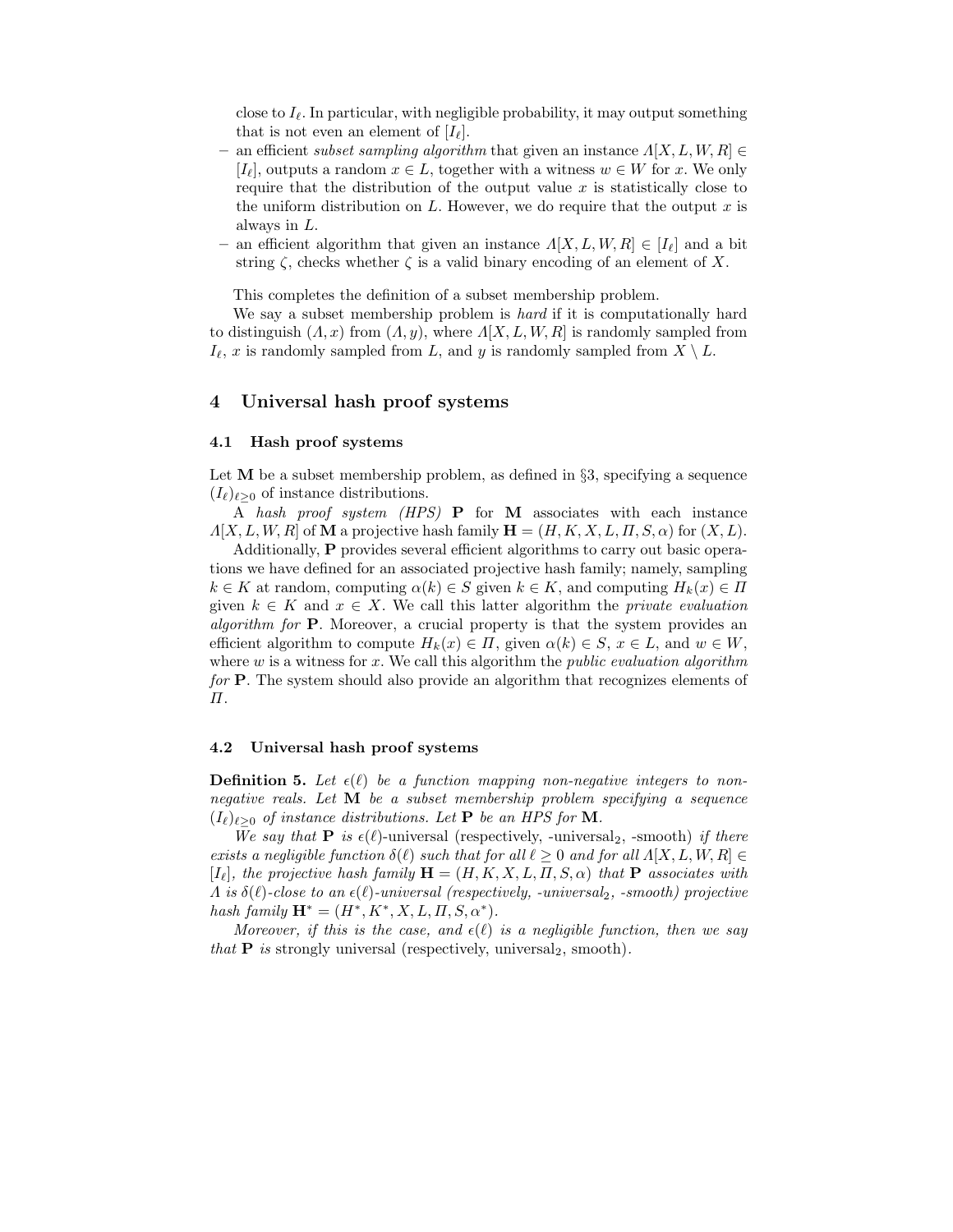close to $I_\ell$. In particular, with negligible probability, it may output something that is not even an element of $[I_\ell]$.

- an efficient *subset sampling algorithm* that given an instance $\Lambda[X, L, W, R] \in [I_\ell]$, outputs a random $x \in L$, together with a witness $w \in W$ for $x$. We only require that the distribution of the output value $x$ is statistically close to the uniform distribution on $L$. However, we do require that the output $x$ is always in $L$.
- an efficient algorithm that given an instance $\Lambda[X, L, W, R] \in [I_\ell]$ and a bit string $\zeta$, checks whether $\zeta$ is a valid binary encoding of an element of $X$.

This completes the definition of a subset membership problem.

We say a subset membership problem is *hard* if it is computationally hard to distinguish $(\Lambda, x)$ from $(\Lambda, y)$, where $\Lambda[X, L, W, R]$ is randomly sampled from $I_\ell$, $x$ is randomly sampled from $L$, and $y$ is randomly sampled from $X \setminus L$.

## 4 Universal hash proof systems

### 4.1 Hash proof systems

Let $\mathbf{M}$ be a subset membership problem, as defined in §3, specifying a sequence $(I_\ell)_{\ell \geq 0}$ of instance distributions.

A *hash proof system (HPS)* $\mathbf{P}$ for $\mathbf{M}$ associates with each instance $\Lambda[X, L, W, R]$ of $\mathbf{M}$ a projective hash family $\mathbf{H} = (H, K, X, L, \Pi, S, \alpha)$ for $(X, L)$.

Additionally, $\mathbf{P}$ provides several efficient algorithms to carry out basic operations we have defined for an associated projective hash family; namely, sampling $k \in K$ at random, computing $\alpha(k) \in S$ given $k \in K$, and computing $H_k(x) \in \Pi$ given $k \in K$ and $x \in X$. We call this latter algorithm the *private evaluation algorithm for* $\mathbf{P}$. Moreover, a crucial property is that the system provides an efficient algorithm to compute $H_k(x) \in \Pi$, given $\alpha(k) \in S$, $x \in L$, and $w \in W$, where $w$ is a witness for $x$. We call this algorithm the *public evaluation algorithm for* $\mathbf{P}$. The system should also provide an algorithm that recognizes elements of $\Pi$.

### 4.2 Universal hash proof systems

**Definition 5.** *Let $\epsilon(\ell)$ be a function mapping non-negative integers to non-negative reals. Let $\mathbf{M}$ be a subset membership problem specifying a sequence $(I_\ell)_{\ell \geq 0}$ of instance distributions. Let $\mathbf{P}$ be an HPS for $\mathbf{M}$.*

*We say that $\mathbf{P}$ is* $\epsilon(\ell)$-universal (respectively, -universal$_2$, -smooth) *if there exists a negligible function $\delta(\ell)$ such that for all $\ell \geq 0$ and for all $\Lambda[X, L, W, R] \in [I_\ell]$, the projective hash family $\mathbf{H} = (H, K, X, L, \Pi, S, \alpha)$ that $\mathbf{P}$ associates with $\Lambda$ is $\delta(\ell)$-close to an $\epsilon(\ell)$-universal (respectively, -universal$_2$, -smooth) projective hash family $\mathbf{H}^* = (H^*, K^*, X, L, \Pi, S, \alpha^*)$.*

*Moreover, if this is the case, and $\epsilon(\ell)$ is a negligible function, then we say that $\mathbf{P}$ is* strongly universal (respectively, universal$_2$, smooth).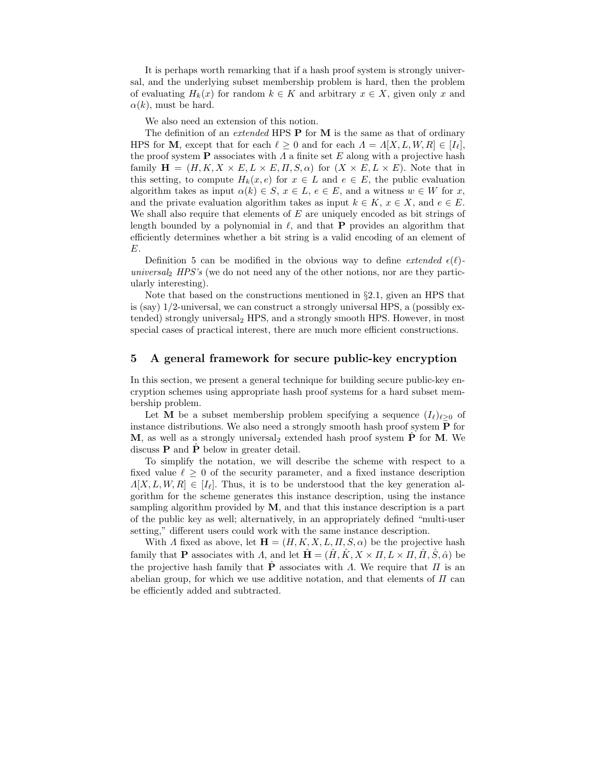It is perhaps worth remarking that if a hash proof system is strongly universal, and the underlying subset membership problem is hard, then the problem of evaluating $H_k(x)$ for random $k \in K$ and arbitrary $x \in X$, given only $x$ and $\alpha(k)$, must be hard.

We also need an extension of this notion.

The definition of an *extended* HPS $\mathbf{P}$ for $\mathbf{M}$ is the same as that of ordinary HPS for $\mathbf{M}$, except that for each $\ell \geq 0$ and for each $\Lambda = \Lambda[X, L, W, R] \in [I_\ell]$, the proof system $\mathbf{P}$ associates with $\Lambda$ a finite set $E$ along with a projective hash family $\mathbf{H} = (H, K, X \times E, L \times E, \Pi, S, \alpha)$ for $(X \times E, L \times E)$. Note that in this setting, to compute $H_k(x, e)$ for $x \in L$ and $e \in E$, the public evaluation algorithm takes as input $\alpha(k) \in S$, $x \in L$, $e \in E$, and a witness $w \in W$ for $x$, and the private evaluation algorithm takes as input $k \in K$, $x \in X$, and $e \in E$. We shall also require that elements of $E$ are uniquely encoded as bit strings of length bounded by a polynomial in $\ell$, and that $\mathbf{P}$ provides an algorithm that efficiently determines whether a bit string is a valid encoding of an element of $E$.

Definition 5 can be modified in the obvious way to define *extended* $\epsilon(\ell)$-*universal*$_2$ *HPS's* (we do not need any of the other notions, nor are they particularly interesting).

Note that based on the constructions mentioned in §2.1, given an HPS that is (say) 1/2-universal, we can construct a strongly universal HPS, a (possibly extended) strongly universal$_2$ HPS, and a strongly smooth HPS. However, in most special cases of practical interest, there are much more efficient constructions.

## 5 A general framework for secure public-key encryption

In this section, we present a general technique for building secure public-key encryption schemes using appropriate hash proof systems for a hard subset membership problem.

Let $\mathbf{M}$ be a subset membership problem specifying a sequence $(I_\ell)_{\ell \geq 0}$ of instance distributions. We also need a strongly smooth hash proof system $\mathbf{P}$ for $\mathbf{M}$, as well as a strongly universal$_2$ extended hash proof system $\hat{\mathbf{P}}$ for $\mathbf{M}$. We discuss $\mathbf{P}$ and $\hat{\mathbf{P}}$ below in greater detail.

To simplify the notation, we will describe the scheme with respect to a fixed value $\ell \geq 0$ of the security parameter, and a fixed instance description $\Lambda[X, L, W, R] \in [I_\ell]$. Thus, it is to be understood that the key generation algorithm for the scheme generates this instance description, using the instance sampling algorithm provided by $\mathbf{M}$, and that this instance description is a part of the public key as well; alternatively, in an appropriately defined "multi-user setting," different users could work with the same instance description.

With $\Lambda$ fixed as above, let $\mathbf{H} = (H, K, X, L, \Pi, S, \alpha)$ be the projective hash family that $\mathbf{P}$ associates with $\Lambda$, and let $\hat{\mathbf{H}} = (\hat{H}, \hat{K}, X \times \Pi, L \times \Pi, \hat{\Pi}, \hat{S}, \hat{\alpha})$ be the projective hash family that $\hat{\mathbf{P}}$ associates with $\Lambda$. We require that $\Pi$ is an abelian group, for which we use additive notation, and that elements of $\Pi$ can be efficiently added and subtracted.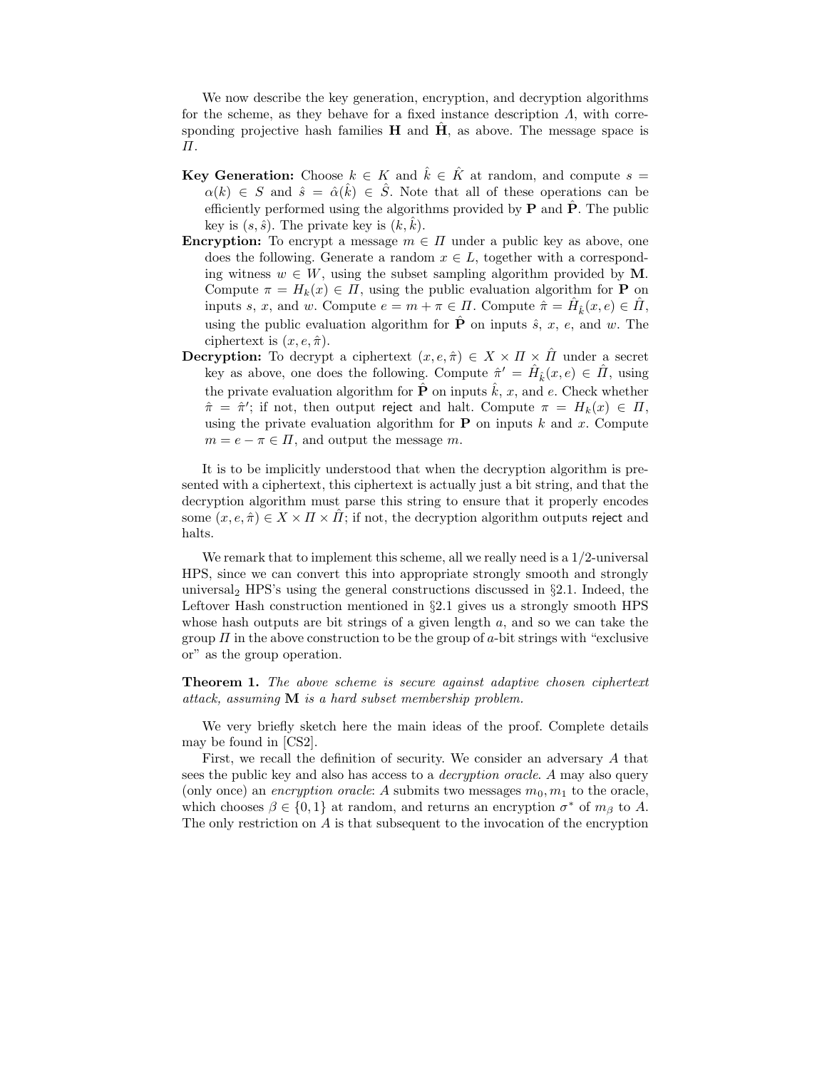We now describe the key generation, encryption, and decryption algorithms for the scheme, as they behave for a fixed instance description $\Lambda$, with corresponding projective hash families $\mathbf{H}$ and $\hat{\mathbf{H}}$, as above. The message space is $\Pi$.

- **Key Generation:** Choose $k \in K$ and $\hat{k} \in \hat{K}$ at random, and compute $s = \alpha(k) \in S$ and $\hat{s} = \hat{\alpha}(\hat{k}) \in \hat{S}$. Note that all of these operations can be efficiently performed using the algorithms provided by $\mathbf{P}$ and $\hat{\mathbf{P}}$. The public key is $(s, \hat{s})$. The private key is $(k, \hat{k})$.
- **Encryption:** To encrypt a message $m \in \Pi$ under a public key as above, one does the following. Generate a random $x \in L$, together with a corresponding witness $w \in W$, using the subset sampling algorithm provided by $\mathbf{M}$. Compute $\pi = H_k(x) \in \Pi$, using the public evaluation algorithm for $\mathbf{P}$ on inputs $s$, $x$, and $w$. Compute $e = m + \pi \in \Pi$. Compute $\hat{\pi} = \hat{H}_{\hat{k}}(x, e) \in \hat{\Pi}$, using the public evaluation algorithm for $\hat{\mathbf{P}}$ on inputs $\hat{s}$, $x$, $e$, and $w$. The ciphertext is $(x, e, \hat{\pi})$.
- **Decryption:** To decrypt a ciphertext $(x, e, \hat{\pi}) \in X \times \Pi \times \hat{\Pi}$ under a secret key as above, one does the following. Compute $\hat{\pi}' = \hat{H}_{\hat{k}}(x, e) \in \hat{\Pi}$, using the private evaluation algorithm for $\hat{\mathbf{P}}$ on inputs $\hat{k}$, $x$, and $e$. Check whether $\hat{\pi} = \hat{\pi}'$; if not, then output reject and halt. Compute $\pi = H_k(x) \in \Pi$, using the private evaluation algorithm for $\mathbf{P}$ on inputs $k$ and $x$. Compute $m = e - \pi \in \Pi$, and output the message $m$.

It is to be implicitly understood that when the decryption algorithm is presented with a ciphertext, this ciphertext is actually just a bit string, and that the decryption algorithm must parse this string to ensure that it properly encodes some $(x, e, \hat{\pi}) \in X \times \Pi \times \hat{\Pi}$; if not, the decryption algorithm outputs reject and halts.

We remark that to implement this scheme, all we really need is a 1/2-universal HPS, since we can convert this into appropriate strongly smooth and strongly universal$_2$ HPS's using the general constructions discussed in §2.1. Indeed, the Leftover Hash construction mentioned in §2.1 gives us a strongly smooth HPS whose hash outputs are bit strings of a given length $a$, and so we can take the group $\Pi$ in the above construction to be the group of $a$-bit strings with "exclusive or" as the group operation.

**Theorem 1.** *The above scheme is secure against adaptive chosen ciphertext attack, assuming* $\mathbf{M}$ *is a hard subset membership problem.*

We very briefly sketch here the main ideas of the proof. Complete details may be found in [CS2].

First, we recall the definition of security. We consider an adversary $A$ that sees the public key and also has access to a *decryption oracle*. $A$ may also query (only once) an *encryption oracle*: $A$ submits two messages $m_0, m_1$ to the oracle, which chooses $\beta \in \{0, 1\}$ at random, and returns an encryption $\sigma^*$ of $m_\beta$ to $A$. The only restriction on $A$ is that subsequent to the invocation of the encryption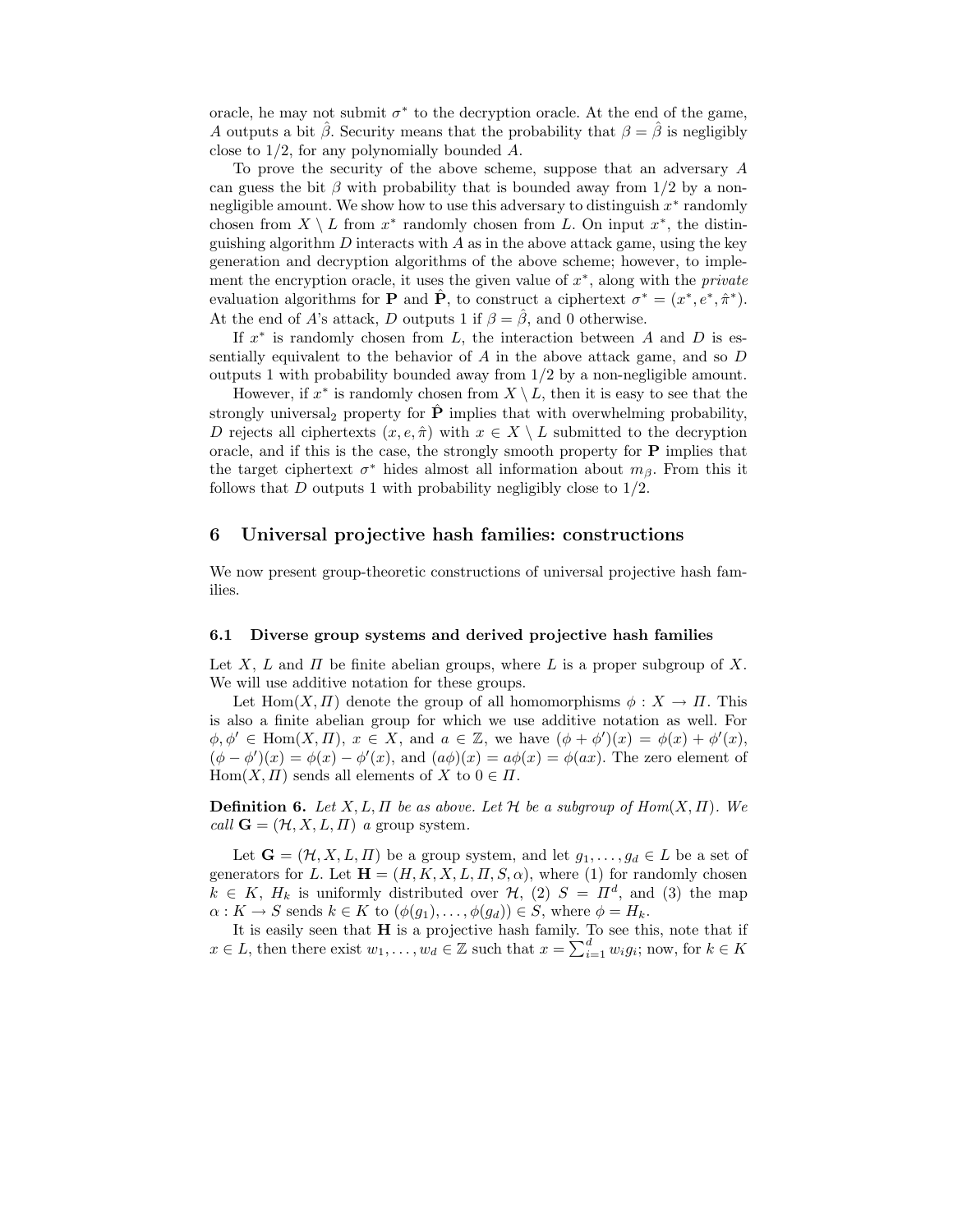oracle, he may not submit $\sigma^*$ to the decryption oracle. At the end of the game, $A$ outputs a bit $\hat{\beta}$. Security means that the probability that $\beta = \hat{\beta}$ is negligibly close to 1/2, for any polynomially bounded $A$.

To prove the security of the above scheme, suppose that an adversary $A$ can guess the bit $\beta$ with probability that is bounded away from 1/2 by a non-negligible amount. We show how to use this adversary to distinguish $x^*$ randomly chosen from $X \setminus L$ from $x^*$ randomly chosen from $L$. On input $x^*$, the distinguishing algorithm $D$ interacts with $A$ as in the above attack game, using the key generation and decryption algorithms of the above scheme; however, to implement the encryption oracle, it uses the given value of $x^*$, along with the *private* evaluation algorithms for $\mathbf{P}$ and $\hat{\mathbf{P}}$, to construct a ciphertext $\sigma^* = (x^*, e^*, \hat{\pi}^*)$. At the end of $A$'s attack, $D$ outputs 1 if $\beta = \hat{\beta}$, and 0 otherwise.

If $x^*$ is randomly chosen from $L$, the interaction between $A$ and $D$ is essentially equivalent to the behavior of $A$ in the above attack game, and so $D$ outputs 1 with probability bounded away from 1/2 by a non-negligible amount.

However, if $x^*$ is randomly chosen from $X \setminus L$, then it is easy to see that the strongly universal$_2$ property for $\hat{\mathbf{P}}$ implies that with overwhelming probability, $D$ rejects all ciphertexts $(x, e, \hat{\pi})$ with $x \in X \setminus L$ submitted to the decryption oracle, and if this is the case, the strongly smooth property for $\mathbf{P}$ implies that the target ciphertext $\sigma^*$ hides almost all information about $m_\beta$. From this it follows that $D$ outputs 1 with probability negligibly close to 1/2.

## 6 Universal projective hash families: constructions

We now present group-theoretic constructions of universal projective hash families.

### 6.1 Diverse group systems and derived projective hash families

Let $X$, $L$ and $\Pi$ be finite abelian groups, where $L$ is a proper subgroup of $X$. We will use additive notation for these groups.

Let $\mathrm{Hom}(X, \Pi)$ denote the group of all homomorphisms $\phi : X \to \Pi$. This is also a finite abelian group for which we use additive notation as well. For $\phi, \phi' \in \mathrm{Hom}(X, \Pi)$, $x \in X$, and $a \in \mathbb{Z}$, we have $(\phi + \phi')(x) = \phi(x) + \phi'(x)$, $(\phi - \phi')(x) = \phi(x) - \phi'(x)$, and $(a\phi)(x) = a\phi(x) = \phi(ax)$. The zero element of $\mathrm{Hom}(X, \Pi)$ sends all elements of $X$ to $0 \in \Pi$.

**Definition 6.** *Let $X, L, \Pi$ be as above. Let $\mathcal{H}$ be a subgroup of $Hom(X, \Pi)$. We call $\mathbf{G} = (\mathcal{H}, X, L, \Pi)$ a* group system.

Let $\mathbf{G} = (\mathcal{H}, X, L, \Pi)$ be a group system, and let $g_1, \ldots, g_d \in L$ be a set of generators for $L$. Let $\mathbf{H} = (H, K, X, L, \Pi, S, \alpha)$, where (1) for randomly chosen $k \in K$, $H_k$ is uniformly distributed over $\mathcal{H}$, (2) $S = \Pi^d$, and (3) the map $\alpha : K \to S$ sends $k \in K$ to $(\phi(g_1), \ldots, \phi(g_d)) \in S$, where $\phi = H_k$.

It is easily seen that $\mathbf{H}$ is a projective hash family. To see this, note that if $x \in L$, then there exist $w_1, \ldots, w_d \in \mathbb{Z}$ such that $x = \sum_{i=1}^{d} w_i g_i$; now, for $k \in K$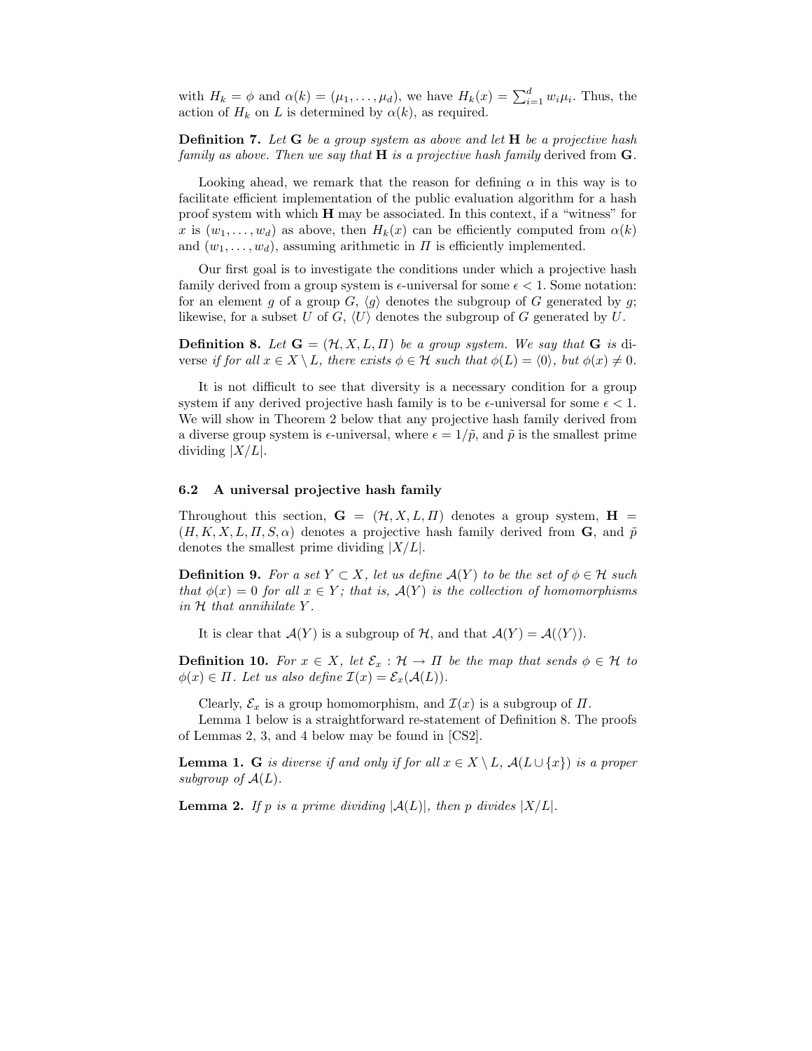with $H_k = \phi$ and $\alpha(k) = (\mu_1, \ldots, \mu_d)$, we have $H_k(x) = \sum_{i=1}^{d} w_i \mu_i$. Thus, the action of $H_k$ on $L$ is determined by $\alpha(k)$, as required.

**Definition 7.** *Let* $\mathbf{G}$ *be a group system as above and let* $\mathbf{H}$ *be a projective hash family as above. Then we say that* $\mathbf{H}$ *is a projective hash family* derived from $\mathbf{G}$.

Looking ahead, we remark that the reason for defining $\alpha$ in this way is to facilitate efficient implementation of the public evaluation algorithm for a hash proof system with which $\mathbf{H}$ may be associated. In this context, if a "witness" for $x$ is $(w_1, \ldots, w_d)$ as above, then $H_k(x)$ can be efficiently computed from $\alpha(k)$ and $(w_1, \ldots, w_d)$, assuming arithmetic in $\Pi$ is efficiently implemented.

Our first goal is to investigate the conditions under which a projective hash family derived from a group system is $\epsilon$-universal for some $\epsilon < 1$. Some notation: for an element $g$ of a group $G$, $\langle g \rangle$ denotes the subgroup of $G$ generated by $g$; likewise, for a subset $U$ of $G$, $\langle U \rangle$ denotes the subgroup of $G$ generated by $U$.

**Definition 8.** *Let* $\mathbf{G} = (\mathcal{H}, X, L, \Pi)$ *be a group system. We say that* $\mathbf{G}$ *is* diverse *if for all* $x \in X \setminus L$*, there exists* $\phi \in \mathcal{H}$ *such that* $\phi(L) = \langle 0 \rangle$*, but* $\phi(x) \neq 0$.

It is not difficult to see that diversity is a necessary condition for a group system if any derived projective hash family is to be $\epsilon$-universal for some $\epsilon < 1$. We will show in Theorem 2 below that any projective hash family derived from a diverse group system is $\epsilon$-universal, where $\epsilon = 1/\tilde{p}$, and $\tilde{p}$ is the smallest prime dividing $|X/L|$.

### 6.2 A universal projective hash family

Throughout this section, $\mathbf{G} = (\mathcal{H}, X, L, \Pi)$ denotes a group system, $\mathbf{H} = (H, K, X, L, \Pi, S, \alpha)$ denotes a projective hash family derived from $\mathbf{G}$, and $\tilde{p}$ denotes the smallest prime dividing $|X/L|$.

**Definition 9.** *For a set* $Y \subset X$*, let us define* $\mathcal{A}(Y)$ *to be the set of* $\phi \in \mathcal{H}$ *such that* $\phi(x) = 0$ *for all* $x \in Y$*; that is,* $\mathcal{A}(Y)$ *is the collection of homomorphisms in* $\mathcal{H}$ *that annihilate* $Y$.

It is clear that $\mathcal{A}(Y)$ is a subgroup of $\mathcal{H}$, and that $\mathcal{A}(Y) = \mathcal{A}(\langle Y \rangle)$.

**Definition 10.** *For* $x \in X$*, let* $\mathcal{E}_x : \mathcal{H} \to \Pi$ *be the map that sends* $\phi \in \mathcal{H}$ *to* $\phi(x) \in \Pi$*. Let us also define* $\mathcal{I}(x) = \mathcal{E}_x(\mathcal{A}(L))$.

Clearly, $\mathcal{E}_x$ is a group homomorphism, and $\mathcal{I}(x)$ is a subgroup of $\Pi$.

Lemma 1 below is a straightforward re-statement of Definition 8. The proofs of Lemmas 2, 3, and 4 below may be found in [CS2].

**Lemma 1.** $\mathbf{G}$ *is diverse if and only if for all* $x \in X \setminus L$*,* $\mathcal{A}(L \cup \{x\})$ *is a proper subgroup of* $\mathcal{A}(L)$.

**Lemma 2.** *If* $p$ *is a prime dividing* $|\mathcal{A}(L)|$*, then* $p$ *divides* $|X/L|$.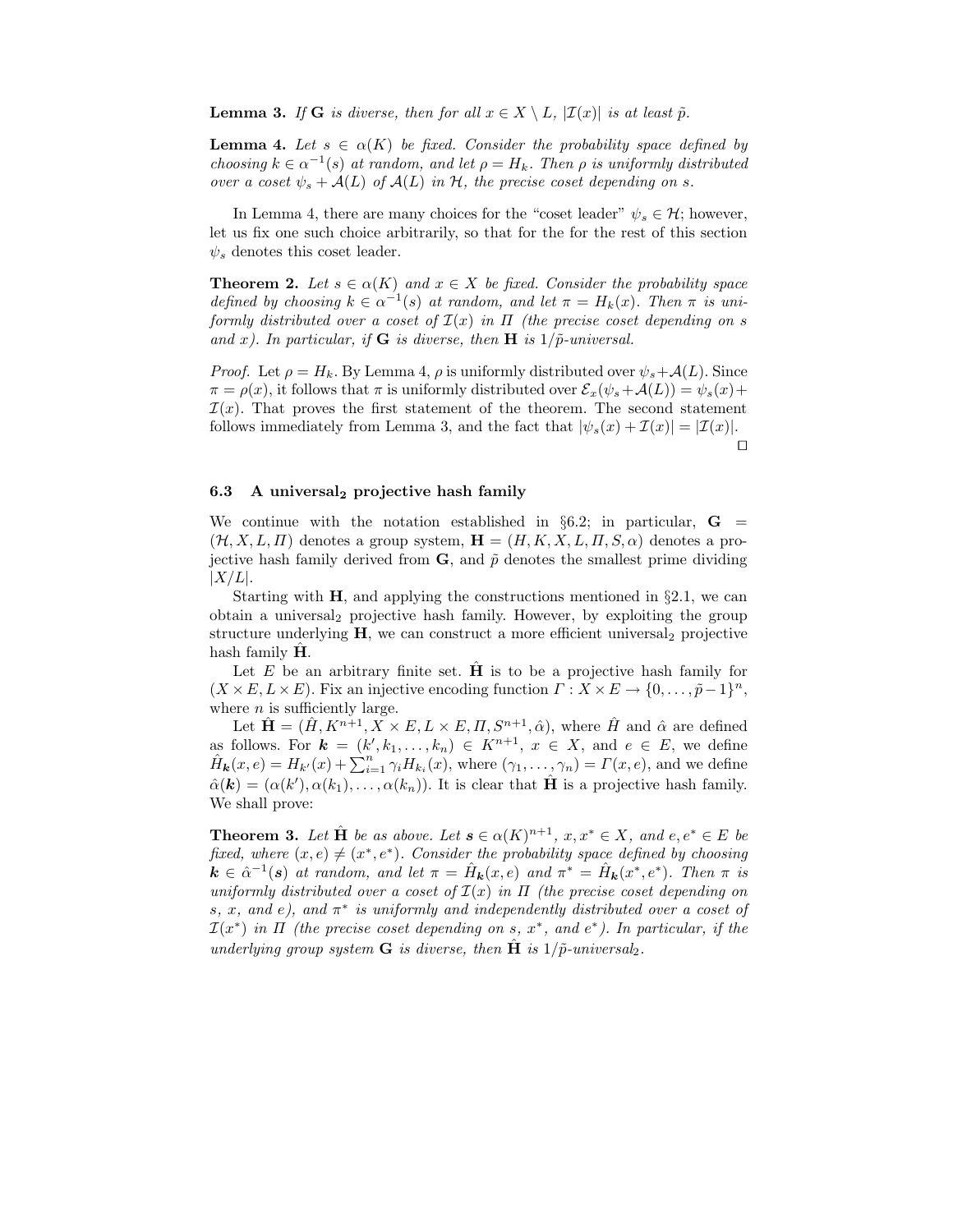**Lemma 3.** *If* $\mathbf{G}$ *is diverse, then for all* $x \in X \setminus L$, $|\mathcal{I}(x)|$ *is at least* $\tilde{p}$.

**Lemma 4.** *Let* $s \in \alpha(K)$ *be fixed. Consider the probability space defined by choosing* $k \in \alpha^{-1}(s)$ *at random, and let* $\rho = H_k$. *Then* $\rho$ *is uniformly distributed over a coset* $\psi_s + \mathcal{A}(L)$ *of* $\mathcal{A}(L)$ *in* $\mathcal{H}$, *the precise coset depending on* $s$.

In Lemma 4, there are many choices for the "coset leader" $\psi_s \in \mathcal{H}$; however, let us fix one such choice arbitrarily, so that for the for the rest of this section $\psi_s$ denotes this coset leader.

**Theorem 2.** *Let* $s \in \alpha(K)$ *and* $x \in X$ *be fixed. Consider the probability space defined by choosing* $k \in \alpha^{-1}(s)$ *at random, and let* $\pi = H_k(x)$. *Then* $\pi$ *is uniformly distributed over a coset of* $\mathcal{I}(x)$ *in* $\Pi$ *(the precise coset depending on* $s$ *and* $x$*). In particular, if* $\mathbf{G}$ *is diverse, then* $\mathbf{H}$ *is* $1/\tilde{p}$*-universal.*

*Proof.* Let $\rho = H_k$. By Lemma 4, $\rho$ is uniformly distributed over $\psi_s + \mathcal{A}(L)$. Since $\pi = \rho(x)$, it follows that $\pi$ is uniformly distributed over $\mathcal{E}_x(\psi_s + \mathcal{A}(L)) = \psi_s(x) + \mathcal{I}(x)$. That proves the first statement of the theorem. The second statement follows immediately from Lemma 3, and the fact that $|\psi_s(x) + \mathcal{I}(x)| = |\mathcal{I}(x)|$. □

### 6.3 A universal$_2$ projective hash family

We continue with the notation established in §6.2; in particular, $\mathbf{G} = (\mathcal{H}, X, L, \Pi)$ denotes a group system, $\mathbf{H} = (H, K, X, L, \Pi, S, \alpha)$ denotes a projective hash family derived from $\mathbf{G}$, and $\tilde{p}$ denotes the smallest prime dividing $|X/L|$.

Starting with $\mathbf{H}$, and applying the constructions mentioned in §2.1, we can obtain a universal$_2$ projective hash family. However, by exploiting the group structure underlying $\mathbf{H}$, we can construct a more efficient universal$_2$ projective hash family $\hat{\mathbf{H}}$.

Let $E$ be an arbitrary finite set. $\hat{\mathbf{H}}$ is to be a projective hash family for $(X \times E, L \times E)$. Fix an injective encoding function $\Gamma : X \times E \to \{0, \ldots, \tilde{p}-1\}^n$, where $n$ is sufficiently large.

Let $\hat{\mathbf{H}} = (\hat{H}, K^{n+1}, X \times E, L \times E, \Pi, S^{n+1}, \hat{\alpha})$, where $\hat{H}$ and $\hat{\alpha}$ are defined as follows. For $\boldsymbol{k} = (k', k_1, \ldots, k_n) \in K^{n+1}$, $x \in X$, and $e \in E$, we define $\hat{H}_{\boldsymbol{k}}(x, e) = H_{k'}(x) + \sum_{i=1}^{n} \gamma_i H_{k_i}(x)$, where $(\gamma_1, \ldots, \gamma_n) = \Gamma(x, e)$, and we define $\hat{\alpha}(\boldsymbol{k}) = (\alpha(k'), \alpha(k_1), \ldots, \alpha(k_n))$. It is clear that $\hat{\mathbf{H}}$ is a projective hash family. We shall prove:

**Theorem 3.** *Let* $\hat{\mathbf{H}}$ *be as above. Let* $\boldsymbol{s} \in \alpha(K)^{n+1}$, $x, x^* \in X$, *and* $e, e^* \in E$ *be fixed, where* $(x, e) \neq (x^*, e^*)$. *Consider the probability space defined by choosing* $\boldsymbol{k} \in \hat{\alpha}^{-1}(\boldsymbol{s})$ *at random, and let* $\pi = \hat{H}_{\boldsymbol{k}}(x, e)$ *and* $\pi^* = \hat{H}_{\boldsymbol{k}}(x^*, e^*)$. *Then* $\pi$ *is uniformly distributed over a coset of* $\mathcal{I}(x)$ *in* $\Pi$ *(the precise coset depending on* $s$, $x$, *and* $e$*), and* $\pi^*$ *is uniformly and independently distributed over a coset of* $\mathcal{I}(x^*)$ *in* $\Pi$ *(the precise coset depending on* $s$, $x^*$, *and* $e^*$*). In particular, if the underlying group system* $\mathbf{G}$ *is diverse, then* $\hat{\mathbf{H}}$ *is* $1/\tilde{p}$*-universal*$_2$.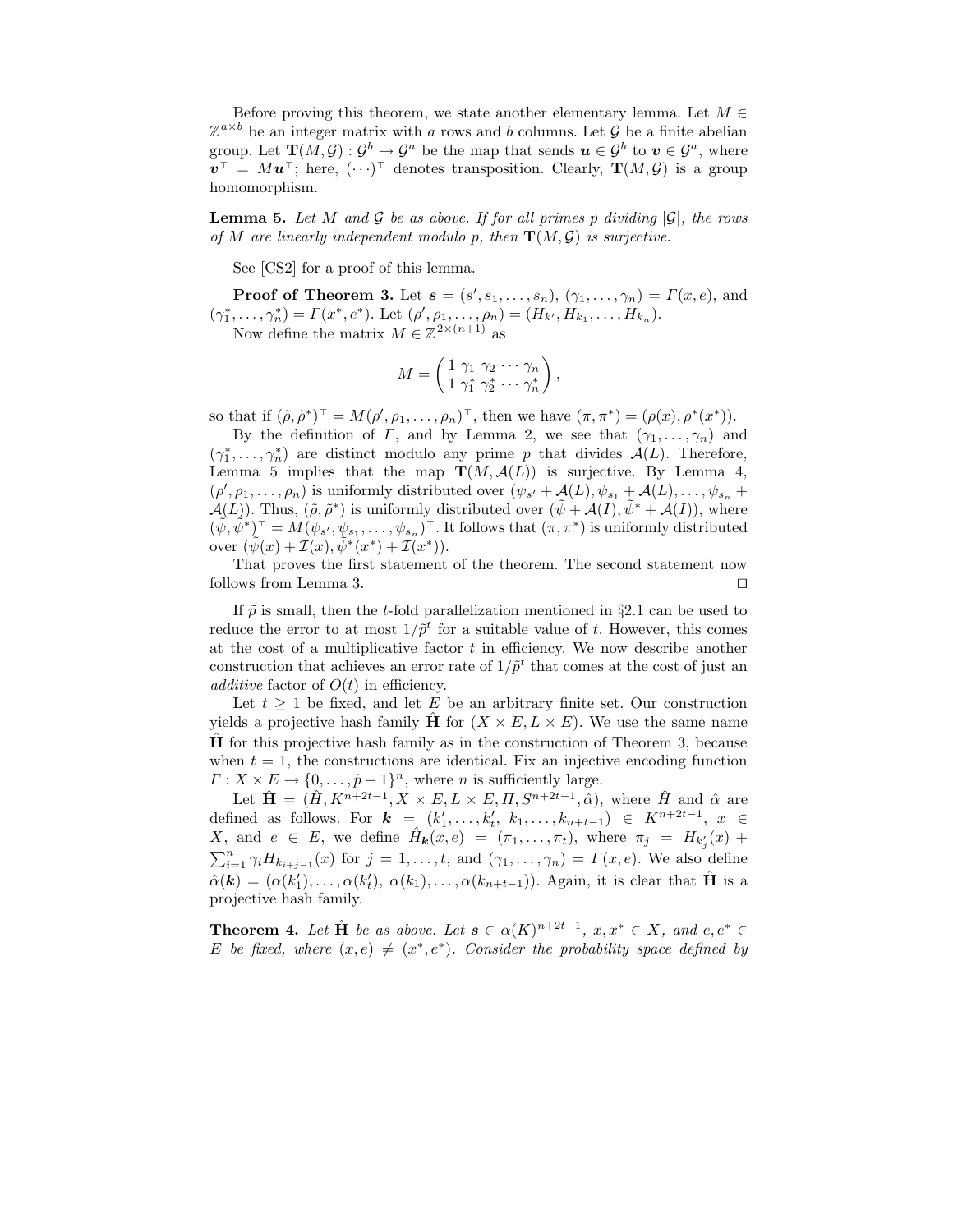Before proving this theorem, we state another elementary lemma. Let $M \in \mathbb{Z}^{a \times b}$ be an integer matrix with $a$ rows and $b$ columns. Let $\mathcal{G}$ be a finite abelian group. Let $\mathbf{T}(M, \mathcal{G}) : \mathcal{G}^b \to \mathcal{G}^a$ be the map that sends $\boldsymbol{u} \in \mathcal{G}^b$ to $\boldsymbol{v} \in \mathcal{G}^a$, where $\boldsymbol{v}^\top = M\boldsymbol{u}^\top$; here, $(\cdots)^\top$ denotes transposition. Clearly, $\mathbf{T}(M, \mathcal{G})$ is a group homomorphism.

**Lemma 5.** *Let $M$ and $\mathcal{G}$ be as above. If for all primes $p$ dividing $|\mathcal{G}|$, the rows of $M$ are linearly independent modulo $p$, then $\mathbf{T}(M, \mathcal{G})$ is surjective.*

See [CS2] for a proof of this lemma.

**Proof of Theorem 3.** Let $\boldsymbol{s} = (s', s_1, \ldots, s_n)$, $(\gamma_1, \ldots, \gamma_n) = \Gamma(x, e)$, and $(\gamma_1^*, \ldots, \gamma_n^*) = \Gamma(x^*, e^*)$. Let $(\rho', \rho_1, \ldots, \rho_n) = (H_{k'}, H_{k_1}, \ldots, H_{k_n})$.

Now define the matrix $M \in \mathbb{Z}^{2 \times (n+1)}$ as

$$M = \begin{pmatrix} 1 & \gamma_1 & \gamma_2 & \cdots & \gamma_n \\ 1 & \gamma_1^* & \gamma_2^* & \cdots & \gamma_n^* \end{pmatrix},$$

so that if $(\tilde{\rho}, \tilde{\rho}^*)^\top = M(\rho', \rho_1, \ldots, \rho_n)^\top$, then we have $(\pi, \pi^*) = (\rho(x), \rho^*(x^*))$.

By the definition of $\Gamma$, and by Lemma 2, we see that $(\gamma_1, \ldots, \gamma_n)$ and $(\gamma_1^*, \ldots, \gamma_n^*)$ are distinct modulo any prime $p$ that divides $\mathcal{A}(L)$. Therefore, Lemma 5 implies that the map $\mathbf{T}(M, \mathcal{A}(L))$ is surjective. By Lemma 4, $(\rho', \rho_1, \ldots, \rho_n)$ is uniformly distributed over $(\psi_{s'} + \mathcal{A}(L), \psi_{s_1} + \mathcal{A}(L), \ldots, \psi_{s_n} + \mathcal{A}(L))$. Thus, $(\tilde{\rho}, \tilde{\rho}^*)$ is uniformly distributed over $(\tilde{\psi} + \mathcal{A}(I), \tilde{\psi}^* + \mathcal{A}(I))$, where $(\tilde{\psi}, \tilde{\psi}^*)^\top = M(\psi_{s'}, \psi_{s_1}, \ldots, \psi_{s_n})^\top$. It follows that $(\pi, \pi^*)$ is uniformly distributed over $(\tilde{\psi}(x) + \mathcal{I}(x), \tilde{\psi}^*(x^*) + \mathcal{I}(x^*))$.

That proves the first statement of the theorem. The second statement now follows from Lemma 3. □

If $\tilde{p}$ is small, then the $t$-fold parallelization mentioned in §2.1 can be used to reduce the error to at most $1/\tilde{p}^t$ for a suitable value of $t$. However, this comes at the cost of a multiplicative factor $t$ in efficiency. We now describe another construction that achieves an error rate of $1/\tilde{p}^t$ that comes at the cost of just an *additive* factor of $O(t)$ in efficiency.

Let $t \geq 1$ be fixed, and let $E$ be an arbitrary finite set. Our construction yields a projective hash family $\hat{\mathbf{H}}$ for $(X \times E, L \times E)$. We use the same name $\hat{\mathbf{H}}$ for this projective hash family as in the construction of Theorem 3, because when $t = 1$, the constructions are identical. Fix an injective encoding function $\Gamma : X \times E \to \{0, \ldots, \tilde{p} - 1\}^n$, where $n$ is sufficiently large.

Let $\hat{\mathbf{H}} = (\hat{H}, K^{n+2t-1}, X \times E, L \times E, \Pi, S^{n+2t-1}, \hat{\alpha})$, where $\hat{H}$ and $\hat{\alpha}$ are defined as follows. For $\boldsymbol{k} = (k_1', \ldots, k_t', k_1, \ldots, k_{n+t-1}) \in K^{n+2t-1}$, $x \in X$, and $e \in E$, we define $\hat{H}_{\boldsymbol{k}}(x, e) = (\pi_1, \ldots, \pi_t)$, where $\pi_j = H_{k_j'}(x) + \sum_{i=1}^n \gamma_i H_{k_{i+j-1}}(x)$ for $j = 1, \ldots, t$, and $(\gamma_1, \ldots, \gamma_n) = \Gamma(x, e)$. We also define $\hat{\alpha}(\boldsymbol{k}) = (\alpha(k_1'), \ldots, \alpha(k_t'),\ \alpha(k_1), \ldots, \alpha(k_{n+t-1}))$. Again, it is clear that $\hat{\mathbf{H}}$ is a projective hash family.

**Theorem 4.** *Let $\hat{\mathbf{H}}$ be as above. Let $\boldsymbol{s} \in \alpha(K)^{n+2t-1}$, $x, x^* \in X$, and $e, e^* \in E$ be fixed, where $(x, e) \neq (x^*, e^*)$. Consider the probability space defined by*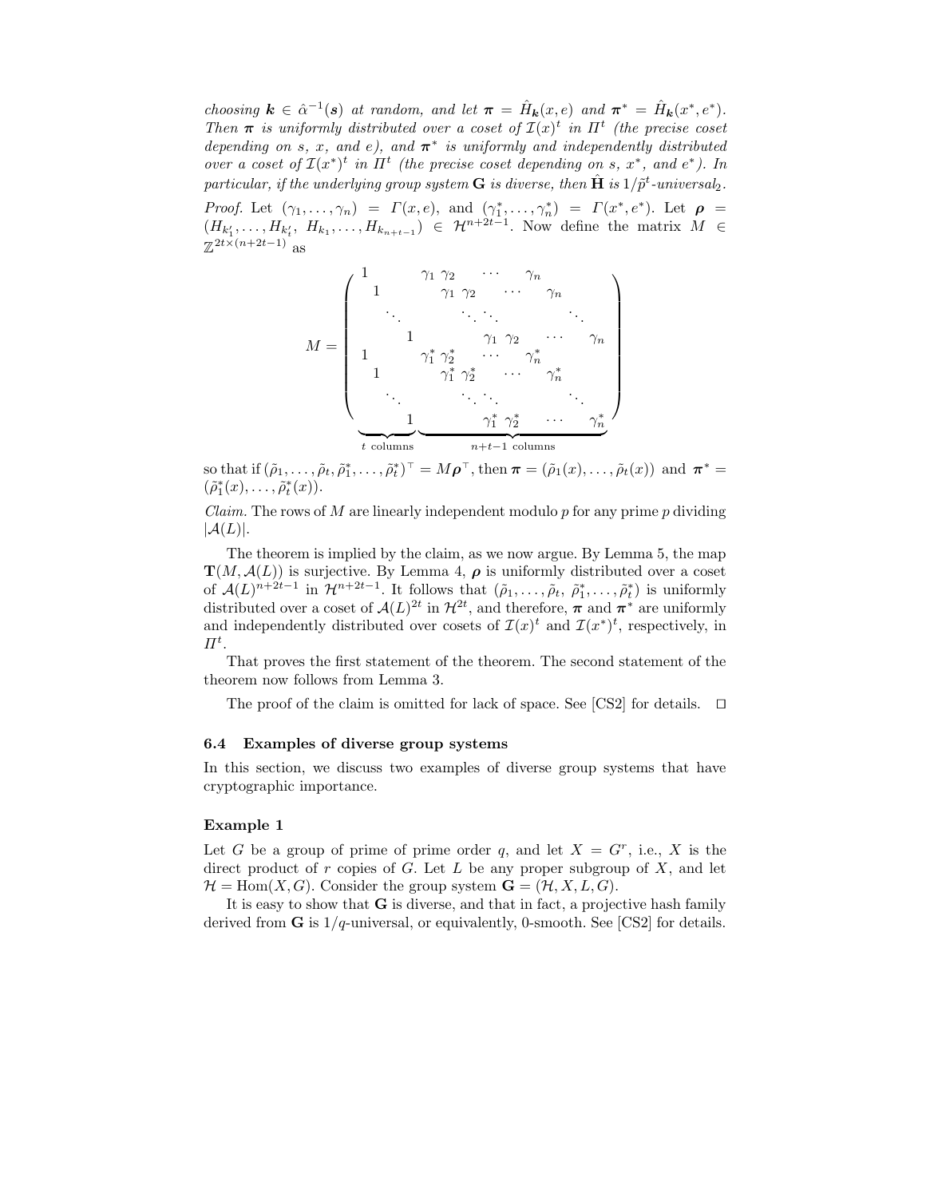*choosing $\boldsymbol{k} \in \hat{\alpha}^{-1}(\boldsymbol{s})$ at random, and let $\boldsymbol{\pi} = \hat{H}_{\boldsymbol{k}}(x, e)$ and $\boldsymbol{\pi}^* = \hat{H}_{\boldsymbol{k}}(x^*, e^*)$. Then $\boldsymbol{\pi}$ is uniformly distributed over a coset of $\mathcal{I}(x)^t$ in $\Pi^t$ (the precise coset depending on $s$, $x$, and $e$), and $\boldsymbol{\pi}^*$ is uniformly and independently distributed over a coset of $\mathcal{I}(x^*)^t$ in $\Pi^t$ (the precise coset depending on $s$, $x^*$, and $e^*$). In particular, if the underlying group system $\mathbf{G}$ is diverse, then $\hat{\mathbf{H}}$ is $1/\tilde{p}^t$-universal$_2$.*

*Proof.* Let $(\gamma_1, \ldots, \gamma_n) = \Gamma(x, e)$, and $(\gamma_1^*, \ldots, \gamma_n^*) = \Gamma(x^*, e^*)$. Let $\boldsymbol{\rho} = (H_{k'_1}, \ldots, H_{k'_t}, H_{k_1}, \ldots, H_{k_{n+t-1}}) \in \mathcal{H}^{n+2t-1}$. Now define the matrix $M \in \mathbb{Z}^{2t \times (n+2t-1)}$ as

$$
M = \left( \begin{array}{cccc|ccccccc}
1 & & & & \gamma_1 & \gamma_2 & \cdots & \gamma_n & & & \\
& 1 & & & & \gamma_1 & \gamma_2 & \cdots & \gamma_n & & \\
& & \ddots & & & & \ddots & \ddots & & \ddots & \\
& & & 1 & & & & \gamma_1 & \gamma_2 & \cdots & \gamma_n \\
1 & & & & \gamma_1^* & \gamma_2^* & \cdots & \gamma_n^* & & & \\
& 1 & & & & \gamma_1^* & \gamma_2^* & \cdots & \gamma_n^* & & \\
& & \ddots & & & & \ddots & \ddots & & \ddots & \\
& & & 1 & & & & \gamma_1^* & \gamma_2^* & \cdots & \gamma_n^*
\end{array} \right)
$$

(the first $t$ columns and the remaining $n+t-1$ columns)

so that if $(\tilde{\rho}_1, \ldots, \tilde{\rho}_t, \tilde{\rho}_1^*, \ldots, \tilde{\rho}_t^*)^\top = M\boldsymbol{\rho}^\top$, then $\boldsymbol{\pi} = (\tilde{\rho}_1(x), \ldots, \tilde{\rho}_t(x))$ and $\boldsymbol{\pi}^* = (\tilde{\rho}_1^*(x), \ldots, \tilde{\rho}_t^*(x))$.

*Claim.* The rows of $M$ are linearly independent modulo $p$ for any prime $p$ dividing $|\mathcal{A}(L)|$.

The theorem is implied by the claim, as we now argue. By Lemma 5, the map $\mathbf{T}(M, \mathcal{A}(L))$ is surjective. By Lemma 4, $\boldsymbol{\rho}$ is uniformly distributed over a coset of $\mathcal{A}(L)^{n+2t-1}$ in $\mathcal{H}^{n+2t-1}$. It follows that $(\tilde{\rho}_1, \ldots, \tilde{\rho}_t, \tilde{\rho}_1^*, \ldots, \tilde{\rho}_t^*)$ is uniformly distributed over a coset of $\mathcal{A}(L)^{2t}$ in $\mathcal{H}^{2t}$, and therefore, $\boldsymbol{\pi}$ and $\boldsymbol{\pi}^*$ are uniformly and independently distributed over cosets of $\mathcal{I}(x)^t$ and $\mathcal{I}(x^*)^t$, respectively, in $\Pi^t$.

That proves the first statement of the theorem. The second statement of the theorem now follows from Lemma 3.

The proof of the claim is omitted for lack of space. See [CS2] for details. $\square$

### 6.4 Examples of diverse group systems

In this section, we discuss two examples of diverse group systems that have cryptographic importance.

#### Example 1

Let $G$ be a group of prime of prime order $q$, and let $X = G^r$, i.e., $X$ is the direct product of $r$ copies of $G$. Let $L$ be any proper subgroup of $X$, and let $\mathcal{H} = \mathrm{Hom}(X, G)$. Consider the group system $\mathbf{G} = (\mathcal{H}, X, L, G)$.

It is easy to show that $\mathbf{G}$ is diverse, and that in fact, a projective hash family derived from $\mathbf{G}$ is $1/q$-universal, or equivalently, 0-smooth. See [CS2] for details.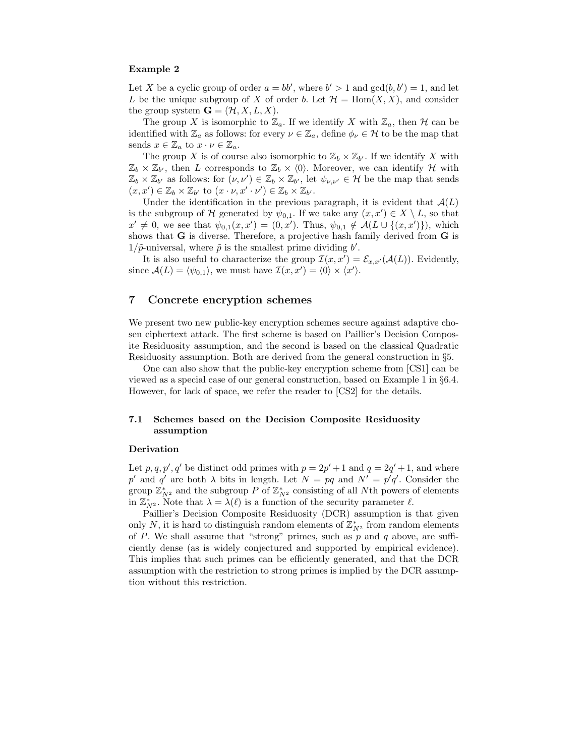**Example 2**

Let $X$ be a cyclic group of order $a = bb'$, where $b' > 1$ and $\gcd(b, b') = 1$, and let $L$ be the unique subgroup of $X$ of order $b$. Let $\mathcal{H} = \mathrm{Hom}(X, X)$, and consider the group system $\mathbf{G} = (\mathcal{H}, X, L, X)$.

The group $X$ is isomorphic to $\mathbb{Z}_a$. If we identify $X$ with $\mathbb{Z}_a$, then $\mathcal{H}$ can be identified with $\mathbb{Z}_a$ as follows: for every $\nu \in \mathbb{Z}_a$, define $\phi_\nu \in \mathcal{H}$ to be the map that sends $x \in \mathbb{Z}_a$ to $x \cdot \nu \in \mathbb{Z}_a$.

The group $X$ is of course also isomorphic to $\mathbb{Z}_b \times \mathbb{Z}_{b'}$. If we identify $X$ with $\mathbb{Z}_b \times \mathbb{Z}_{b'}$, then $L$ corresponds to $\mathbb{Z}_b \times \langle 0 \rangle$. Moreover, we can identify $\mathcal{H}$ with $\mathbb{Z}_b \times \mathbb{Z}_{b'}$ as follows: for $(\nu, \nu') \in \mathbb{Z}_b \times \mathbb{Z}_{b'}$, let $\psi_{\nu,\nu'} \in \mathcal{H}$ be the map that sends $(x, x') \in \mathbb{Z}_b \times \mathbb{Z}_{b'}$ to $(x \cdot \nu, x' \cdot \nu') \in \mathbb{Z}_b \times \mathbb{Z}_{b'}$.

Under the identification in the previous paragraph, it is evident that $\mathcal{A}(L)$ is the subgroup of $\mathcal{H}$ generated by $\psi_{0,1}$. If we take any $(x, x') \in X \setminus L$, so that $x' \neq 0$, we see that $\psi_{0,1}(x, x') = (0, x')$. Thus, $\psi_{0,1} \notin \mathcal{A}(L \cup \{(x, x')\})$, which shows that $\mathbf{G}$ is diverse. Therefore, a projective hash family derived from $\mathbf{G}$ is $1/\tilde{p}$-universal, where $\tilde{p}$ is the smallest prime dividing $b'$.

It is also useful to characterize the group $\mathcal{I}(x, x') = \mathcal{E}_{x,x'}(\mathcal{A}(L))$. Evidently, since $\mathcal{A}(L) = \langle \psi_{0,1} \rangle$, we must have $\mathcal{I}(x, x') = \langle 0 \rangle \times \langle x' \rangle$.

## 7 Concrete encryption schemes

We present two new public-key encryption schemes secure against adaptive chosen ciphertext attack. The first scheme is based on Paillier's Decision Composite Residuosity assumption, and the second is based on the classical Quadratic Residuosity assumption. Both are derived from the general construction in §5.

One can also show that the public-key encryption scheme from [CS1] can be viewed as a special case of our general construction, based on Example 1 in §6.4. However, for lack of space, we refer the reader to [CS2] for the details.

### 7.1 Schemes based on the Decision Composite Residuosity assumption

**Derivation**

Let $p, q, p', q'$ be distinct odd primes with $p = 2p' + 1$ and $q = 2q' + 1$, and where $p'$ and $q'$ are both $\lambda$ bits in length. Let $N = pq$ and $N' = p'q'$. Consider the group $\mathbb{Z}_{N^2}^*$ and the subgroup $P$ of $\mathbb{Z}_{N^2}^*$ consisting of all $N$th powers of elements in $\mathbb{Z}_{N^2}^*$. Note that $\lambda = \lambda(\ell)$ is a function of the security parameter $\ell$.

Paillier's Decision Composite Residuosity (DCR) assumption is that given only $N$, it is hard to distinguish random elements of $\mathbb{Z}_{N^2}^*$ from random elements of $P$. We shall assume that "strong" primes, such as $p$ and $q$ above, are sufficiently dense (as is widely conjectured and supported by empirical evidence). This implies that such primes can be efficiently generated, and that the DCR assumption with the restriction to strong primes is implied by the DCR assumption without this restriction.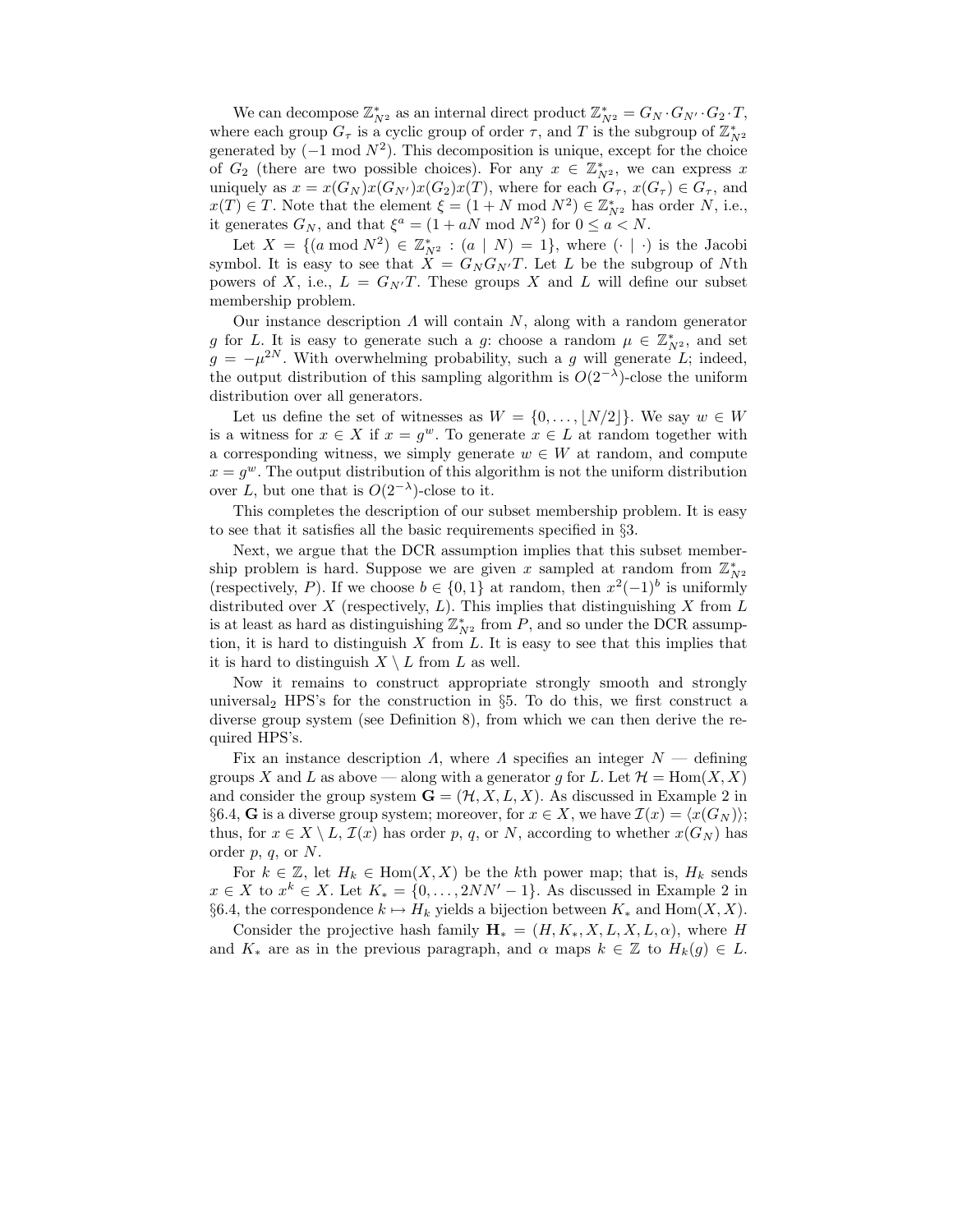We can decompose $\mathbb{Z}_{N^2}^*$ as an internal direct product $\mathbb{Z}_{N^2}^* = G_N \cdot G_{N'} \cdot G_2 \cdot T$, where each group $G_\tau$ is a cyclic group of order $\tau$, and $T$ is the subgroup of $\mathbb{Z}_{N^2}^*$ generated by $(-1 \bmod N^2)$. This decomposition is unique, except for the choice of $G_2$ (there are two possible choices). For any $x \in \mathbb{Z}_{N^2}^*$, we can express $x$ uniquely as $x = x(G_N)x(G_{N'})x(G_2)x(T)$, where for each $G_\tau$, $x(G_\tau) \in G_\tau$, and $x(T) \in T$. Note that the element $\xi = (1 + N \bmod N^2) \in \mathbb{Z}_{N^2}^*$ has order $N$, i.e., it generates $G_N$, and that $\xi^a = (1 + aN \bmod N^2)$ for $0 \le a < N$.

Let $X = \{(a \bmod N^2) \in \mathbb{Z}_{N^2}^* : (a \mid N) = 1\}$, where $(\cdot \mid \cdot)$ is the Jacobi symbol. It is easy to see that $X = G_N G_{N'} T$. Let $L$ be the subgroup of $N$th powers of $X$, i.e., $L = G_{N'} T$. These groups $X$ and $L$ will define our subset membership problem.

Our instance description $\Lambda$ will contain $N$, along with a random generator $g$ for $L$. It is easy to generate such a $g$: choose a random $\mu \in \mathbb{Z}_{N^2}^*$, and set $g = -\mu^{2N}$. With overwhelming probability, such a $g$ will generate $L$; indeed, the output distribution of this sampling algorithm is $O(2^{-\lambda})$-close the uniform distribution over all generators.

Let us define the set of witnesses as $W = \{0, \ldots, \lfloor N/2 \rfloor\}$. We say $w \in W$ is a witness for $x \in X$ if $x = g^w$. To generate $x \in L$ at random together with a corresponding witness, we simply generate $w \in W$ at random, and compute $x = g^w$. The output distribution of this algorithm is not the uniform distribution over $L$, but one that is $O(2^{-\lambda})$-close to it.

This completes the description of our subset membership problem. It is easy to see that it satisfies all the basic requirements specified in §3.

Next, we argue that the DCR assumption implies that this subset membership problem is hard. Suppose we are given $x$ sampled at random from $\mathbb{Z}_{N^2}^*$ (respectively, $P$). If we choose $b \in \{0, 1\}$ at random, then $x^2(-1)^b$ is uniformly distributed over $X$ (respectively, $L$). This implies that distinguishing $X$ from $L$ is at least as hard as distinguishing $\mathbb{Z}_{N^2}^*$ from $P$, and so under the DCR assumption, it is hard to distinguish $X$ from $L$. It is easy to see that this implies that it is hard to distinguish $X \setminus L$ from $L$ as well.

Now it remains to construct appropriate strongly smooth and strongly universal$_2$ HPS's for the construction in §5. To do this, we first construct a diverse group system (see Definition 8), from which we can then derive the required HPS's.

Fix an instance description $\Lambda$, where $\Lambda$ specifies an integer $N$ — defining groups $X$ and $L$ as above — along with a generator $g$ for $L$. Let $\mathcal{H} = \mathrm{Hom}(X, X)$ and consider the group system $\mathbf{G} = (\mathcal{H}, X, L, X)$. As discussed in Example 2 in §6.4, $\mathbf{G}$ is a diverse group system; moreover, for $x \in X$, we have $\mathcal{I}(x) = \langle x(G_N) \rangle$; thus, for $x \in X \setminus L$, $\mathcal{I}(x)$ has order $p$, $q$, or $N$, according to whether $x(G_N)$ has order $p$, $q$, or $N$.

For $k \in \mathbb{Z}$, let $H_k \in \mathrm{Hom}(X, X)$ be the $k$th power map; that is, $H_k$ sends $x \in X$ to $x^k \in X$. Let $K_* = \{0, \ldots, 2NN' - 1\}$. As discussed in Example 2 in §6.4, the correspondence $k \mapsto H_k$ yields a bijection between $K_*$ and $\mathrm{Hom}(X, X)$.

Consider the projective hash family $\mathbf{H}_* = (H, K_*, X, L, X, L, \alpha)$, where $H$ and $K_*$ are as in the previous paragraph, and $\alpha$ maps $k \in \mathbb{Z}$ to $H_k(g) \in L$.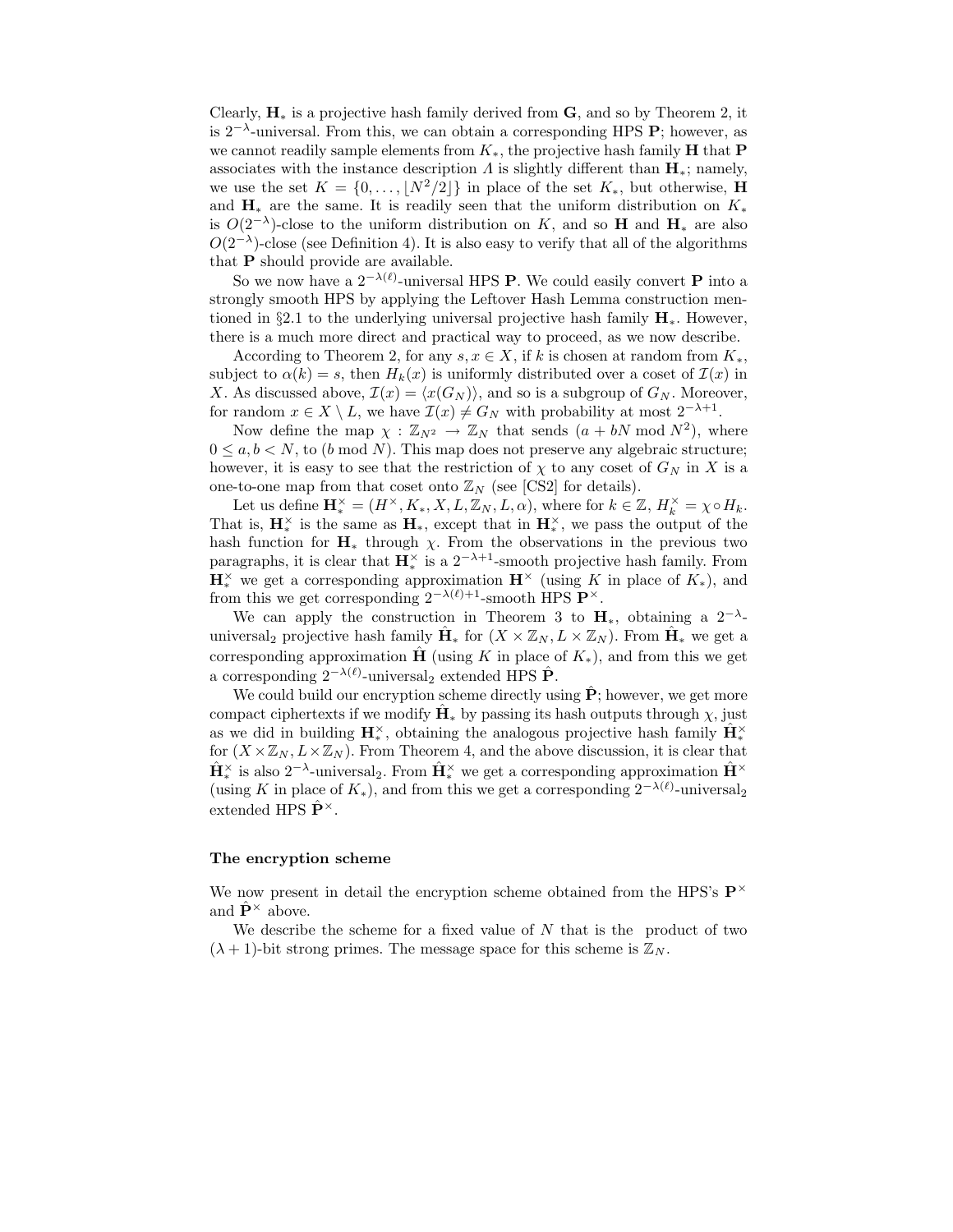Clearly, $\mathbf{H}_*$ is a projective hash family derived from $\mathbf{G}$, and so by Theorem 2, it is $2^{-\lambda}$-universal. From this, we can obtain a corresponding HPS $\mathbf{P}$; however, as we cannot readily sample elements from $K_*$, the projective hash family $\mathbf{H}$ that $\mathbf{P}$ associates with the instance description $\Lambda$ is slightly different than $\mathbf{H}_*$; namely, we use the set $K = \{0, \ldots, \lfloor N^2/2 \rfloor\}$ in place of the set $K_*$, but otherwise, $\mathbf{H}$ and $\mathbf{H}_*$ are the same. It is readily seen that the uniform distribution on $K_*$ is $O(2^{-\lambda})$-close to the uniform distribution on $K$, and so $\mathbf{H}$ and $\mathbf{H}_*$ are also $O(2^{-\lambda})$-close (see Definition 4). It is also easy to verify that all of the algorithms that $\mathbf{P}$ should provide are available.

So we now have a $2^{-\lambda(\ell)}$-universal HPS $\mathbf{P}$. We could easily convert $\mathbf{P}$ into a strongly smooth HPS by applying the Leftover Hash Lemma construction mentioned in §2.1 to the underlying universal projective hash family $\mathbf{H}_*$. However, there is a much more direct and practical way to proceed, as we now describe.

According to Theorem 2, for any $s, x \in X$, if $k$ is chosen at random from $K_*$, subject to $\alpha(k) = s$, then $H_k(x)$ is uniformly distributed over a coset of $\mathcal{I}(x)$ in $X$. As discussed above, $\mathcal{I}(x) = \langle x(G_N) \rangle$, and so is a subgroup of $G_N$. Moreover, for random $x \in X \setminus L$, we have $\mathcal{I}(x) \neq G_N$ with probability at most $2^{-\lambda+1}$.

Now define the map $\chi : \mathbb{Z}_{N^2} \to \mathbb{Z}_N$ that sends $(a + bN \bmod N^2)$, where $0 \leq a, b < N$, to $(b \bmod N)$. This map does not preserve any algebraic structure; however, it is easy to see that the restriction of $\chi$ to any coset of $G_N$ in $X$ is a one-to-one map from that coset onto $\mathbb{Z}_N$ (see [CS2] for details).

Let us define $\mathbf{H}_*^\times = (H^\times, K_*, X, L, \mathbb{Z}_N, L, \alpha)$, where for $k \in \mathbb{Z}$, $H_k^\times = \chi \circ H_k$. That is, $\mathbf{H}_*^\times$ is the same as $\mathbf{H}_*$, except that in $\mathbf{H}_*^\times$, we pass the output of the hash function for $\mathbf{H}_*$ through $\chi$. From the observations in the previous two paragraphs, it is clear that $\mathbf{H}_*^\times$ is a $2^{-\lambda+1}$-smooth projective hash family. From $\mathbf{H}_*^\times$ we get a corresponding approximation $\mathbf{H}^\times$ (using $K$ in place of $K_*$), and from this we get corresponding $2^{-\lambda(\ell)+1}$-smooth HPS $\mathbf{P}^\times$.

We can apply the construction in Theorem 3 to $\mathbf{H}_*$, obtaining a $2^{-\lambda}$-universal$_2$ projective hash family $\hat{\mathbf{H}}_*$ for $(X \times \mathbb{Z}_N, L \times \mathbb{Z}_N)$. From $\hat{\mathbf{H}}_*$ we get a corresponding approximation $\hat{\mathbf{H}}$ (using $K$ in place of $K_*$), and from this we get a corresponding $2^{-\lambda(\ell)}$-universal$_2$ extended HPS $\hat{\mathbf{P}}$.

We could build our encryption scheme directly using $\hat{\mathbf{P}}$; however, we get more compact ciphertexts if we modify $\hat{\mathbf{H}}_*$ by passing its hash outputs through $\chi$, just as we did in building $\mathbf{H}_*^\times$, obtaining the analogous projective hash family $\hat{\mathbf{H}}_*^\times$ for $(X \times \mathbb{Z}_N, L \times \mathbb{Z}_N)$. From Theorem 4, and the above discussion, it is clear that $\hat{\mathbf{H}}_*^\times$ is also $2^{-\lambda}$-universal$_2$. From $\hat{\mathbf{H}}_*^\times$ we get a corresponding approximation $\hat{\mathbf{H}}^\times$ (using $K$ in place of $K_*$), and from this we get a corresponding $2^{-\lambda(\ell)}$-universal$_2$ extended HPS $\hat{\mathbf{P}}^\times$.

### The encryption scheme

We now present in detail the encryption scheme obtained from the HPS's $\mathbf{P}^\times$ and $\hat{\mathbf{P}}^\times$ above.

We describe the scheme for a fixed value of $N$ that is the product of two $(\lambda + 1)$-bit strong primes. The message space for this scheme is $\mathbb{Z}_N$.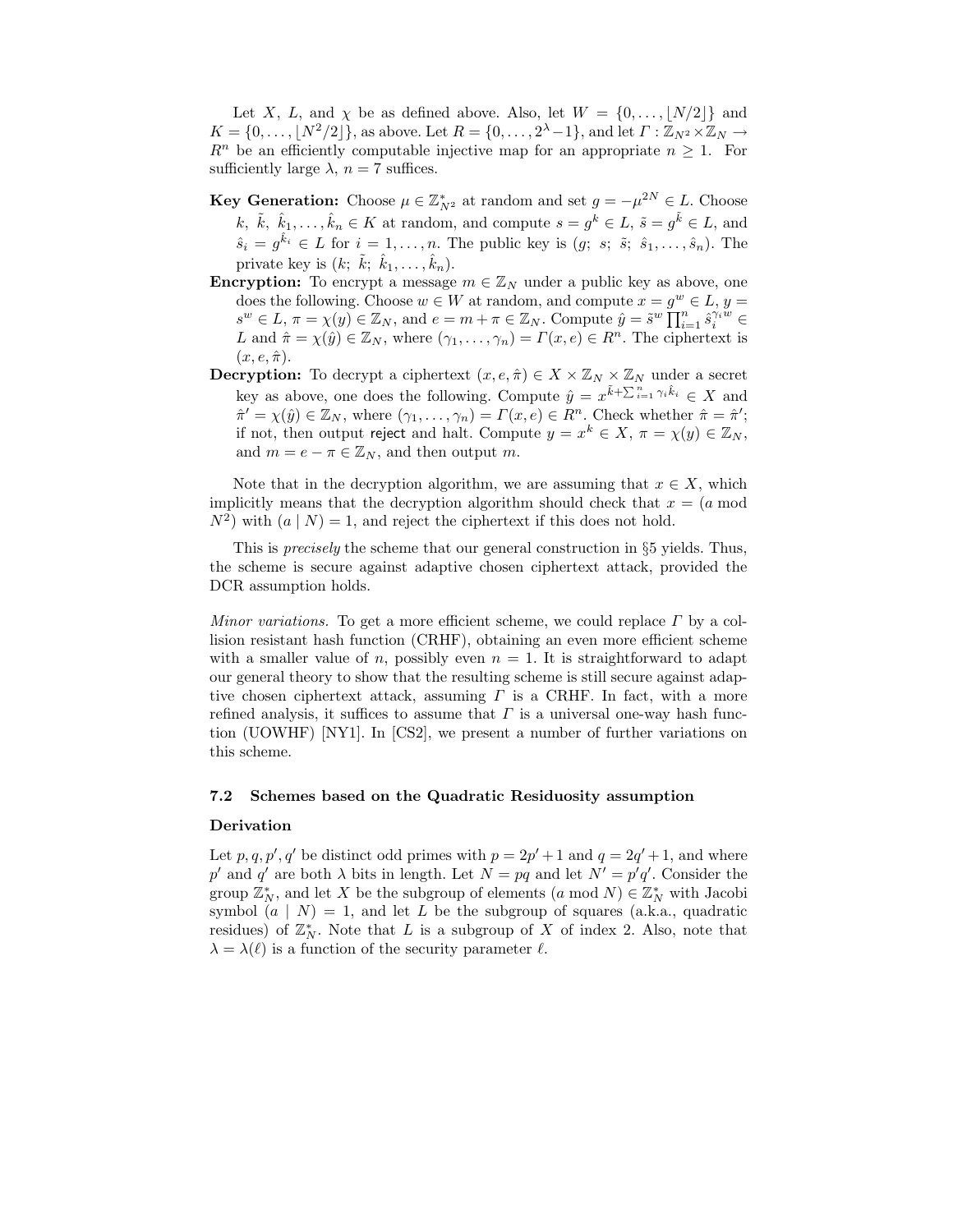Let $X$, $L$, and $\chi$ be as defined above. Also, let $W = \{0, \ldots, \lfloor N/2 \rfloor\}$ and $K = \{0, \ldots, \lfloor N^2/2 \rfloor\}$, as above. Let $R = \{0, \ldots, 2^\lambda - 1\}$, and let $\Gamma : \mathbb{Z}_{N^2} \times \mathbb{Z}_N \to R^n$ be an efficiently computable injective map for an appropriate $n \geq 1$. For sufficiently large $\lambda$, $n = 7$ suffices.

**Key Generation:** Choose $\mu \in \mathbb{Z}^*_{N^2}$ at random and set $g = -\mu^{2N} \in L$. Choose $k, \tilde{k}, \hat{k}_1, \ldots, \hat{k}_n \in K$ at random, and compute $s = g^k \in L$, $\tilde{s} = g^{\tilde{k}} \in L$, and $\hat{s}_i = g^{\hat{k}_i} \in L$ for $i = 1, \ldots, n$. The public key is $(g;\ s;\ \tilde{s};\ \hat{s}_1, \ldots, \hat{s}_n)$. The private key is $(k;\ \tilde{k};\ \hat{k}_1, \ldots, \hat{k}_n)$.

**Encryption:** To encrypt a message $m \in \mathbb{Z}_N$ under a public key as above, one does the following. Choose $w \in W$ at random, and compute $x = g^w \in L$, $y = s^w \in L$, $\pi = \chi(y) \in \mathbb{Z}_N$, and $e = m + \pi \in \mathbb{Z}_N$. Compute $\hat{y} = \tilde{s}^w \prod_{i=1}^n \hat{s}_i^{\gamma_i w} \in L$ and $\hat{\pi} = \chi(\hat{y}) \in \mathbb{Z}_N$, where $(\gamma_1, \ldots, \gamma_n) = \Gamma(x, e) \in R^n$. The ciphertext is $(x, e, \hat{\pi})$.

**Decryption:** To decrypt a ciphertext $(x, e, \hat{\pi}) \in X \times \mathbb{Z}_N \times \mathbb{Z}_N$ under a secret key as above, one does the following. Compute $\hat{y} = x^{\tilde{k} + \sum_{i=1}^n \gamma_i \hat{k}_i} \in X$ and $\hat{\pi}' = \chi(\hat{y}) \in \mathbb{Z}_N$, where $(\gamma_1, \ldots, \gamma_n) = \Gamma(x, e) \in R^n$. Check whether $\hat{\pi} = \hat{\pi}'$; if not, then output reject and halt. Compute $y = x^k \in X$, $\pi = \chi(y) \in \mathbb{Z}_N$, and $m = e - \pi \in \mathbb{Z}_N$, and then output $m$.

Note that in the decryption algorithm, we are assuming that $x \in X$, which implicitly means that the decryption algorithm should check that $x = (a \bmod N^2)$ with $(a \mid N) = 1$, and reject the ciphertext if this does not hold.

This is *precisely* the scheme that our general construction in §5 yields. Thus, the scheme is secure against adaptive chosen ciphertext attack, provided the DCR assumption holds.

*Minor variations.* To get a more efficient scheme, we could replace $\Gamma$ by a collision resistant hash function (CRHF), obtaining an even more efficient scheme with a smaller value of $n$, possibly even $n = 1$. It is straightforward to adapt our general theory to show that the resulting scheme is still secure against adaptive chosen ciphertext attack, assuming $\Gamma$ is a CRHF. In fact, with a more refined analysis, it suffices to assume that $\Gamma$ is a universal one-way hash function (UOWHF) [NY1]. In [CS2], we present a number of further variations on this scheme.

### 7.2 Schemes based on the Quadratic Residuosity assumption

#### Derivation

Let $p, q, p', q'$ be distinct odd primes with $p = 2p' + 1$ and $q = 2q' + 1$, and where $p'$ and $q'$ are both $\lambda$ bits in length. Let $N = pq$ and let $N' = p'q'$. Consider the group $\mathbb{Z}^*_N$, and let $X$ be the subgroup of elements $(a \bmod N) \in \mathbb{Z}^*_N$ with Jacobi symbol $(a \mid N) = 1$, and let $L$ be the subgroup of squares (a.k.a., quadratic residues) of $\mathbb{Z}^*_N$. Note that $L$ is a subgroup of $X$ of index 2. Also, note that $\lambda = \lambda(\ell)$ is a function of the security parameter $\ell$.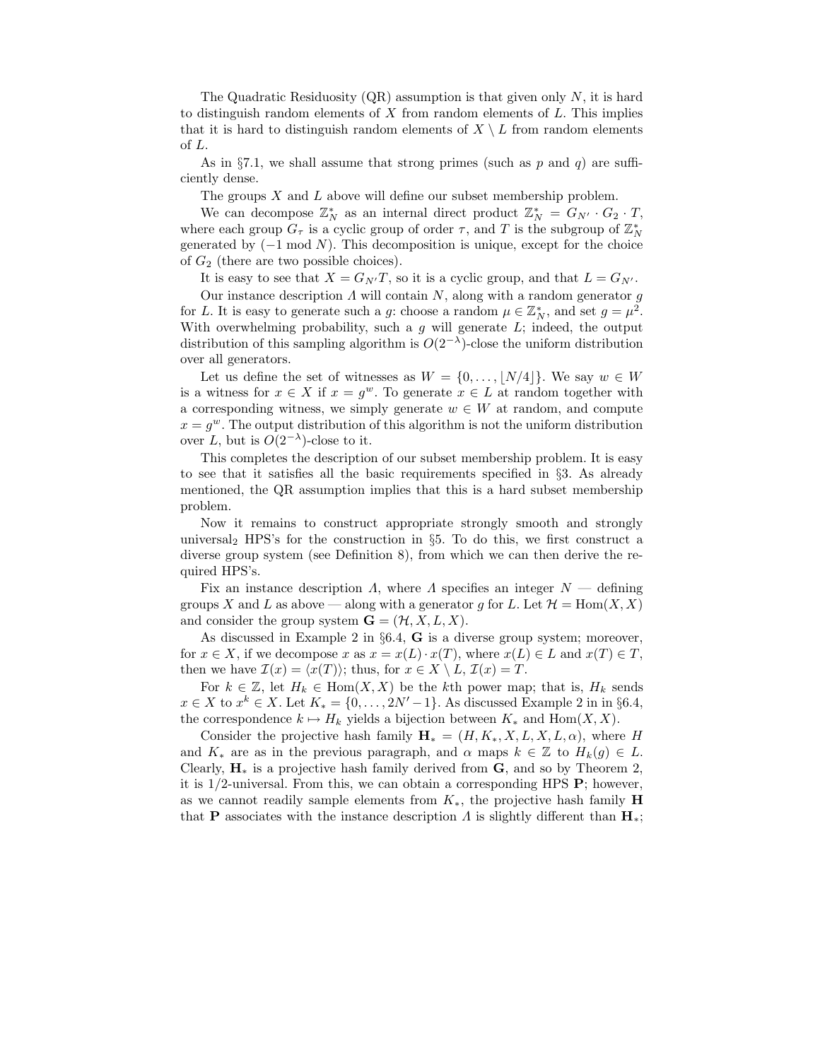The Quadratic Residuosity (QR) assumption is that given only $N$, it is hard to distinguish random elements of $X$ from random elements of $L$. This implies that it is hard to distinguish random elements of $X \setminus L$ from random elements of $L$.

As in §7.1, we shall assume that strong primes (such as $p$ and $q$) are sufficiently dense.

The groups $X$ and $L$ above will define our subset membership problem.

We can decompose $\mathbb{Z}_N^*$ as an internal direct product $\mathbb{Z}_N^* = G_{N'} \cdot G_2 \cdot T$, where each group $G_\tau$ is a cyclic group of order $\tau$, and $T$ is the subgroup of $\mathbb{Z}_N^*$ generated by $(-1 \bmod N)$. This decomposition is unique, except for the choice of $G_2$ (there are two possible choices).

It is easy to see that $X = G_{N'}T$, so it is a cyclic group, and that $L = G_{N'}$.

Our instance description $\Lambda$ will contain $N$, along with a random generator $g$ for $L$. It is easy to generate such a $g$: choose a random $\mu \in \mathbb{Z}_N^*$, and set $g = \mu^2$. With overwhelming probability, such a $g$ will generate $L$; indeed, the output distribution of this sampling algorithm is $O(2^{-\lambda})$-close the uniform distribution over all generators.

Let us define the set of witnesses as $W = \{0, \ldots, \lfloor N/4 \rfloor\}$. We say $w \in W$ is a witness for $x \in X$ if $x = g^w$. To generate $x \in L$ at random together with a corresponding witness, we simply generate $w \in W$ at random, and compute $x = g^w$. The output distribution of this algorithm is not the uniform distribution over $L$, but is $O(2^{-\lambda})$-close to it.

This completes the description of our subset membership problem. It is easy to see that it satisfies all the basic requirements specified in §3. As already mentioned, the QR assumption implies that this is a hard subset membership problem.

Now it remains to construct appropriate strongly smooth and strongly universal$_2$ HPS's for the construction in §5. To do this, we first construct a diverse group system (see Definition 8), from which we can then derive the required HPS's.

Fix an instance description $\Lambda$, where $\Lambda$ specifies an integer $N$ — defining groups $X$ and $L$ as above — along with a generator $g$ for $L$. Let $\mathcal{H} = \mathrm{Hom}(X, X)$ and consider the group system $\mathbf{G} = (\mathcal{H}, X, L, X)$.

As discussed in Example 2 in §6.4, $\mathbf{G}$ is a diverse group system; moreover, for $x \in X$, if we decompose $x$ as $x = x(L) \cdot x(T)$, where $x(L) \in L$ and $x(T) \in T$, then we have $\mathcal{I}(x) = \langle x(T) \rangle$; thus, for $x \in X \setminus L$, $\mathcal{I}(x) = T$.

For $k \in \mathbb{Z}$, let $H_k \in \mathrm{Hom}(X, X)$ be the $k$th power map; that is, $H_k$ sends $x \in X$ to $x^k \in X$. Let $K_* = \{0, \ldots, 2N' - 1\}$. As discussed Example 2 in in §6.4, the correspondence $k \mapsto H_k$ yields a bijection between $K_*$ and $\mathrm{Hom}(X, X)$.

Consider the projective hash family $\mathbf{H}_* = (H, K_*, X, L, X, L, \alpha)$, where $H$ and $K_*$ are as in the previous paragraph, and $\alpha$ maps $k \in \mathbb{Z}$ to $H_k(g) \in L$. Clearly, $\mathbf{H}_*$ is a projective hash family derived from $\mathbf{G}$, and so by Theorem 2, it is 1/2-universal. From this, we can obtain a corresponding HPS $\mathbf{P}$; however, as we cannot readily sample elements from $K_*$, the projective hash family $\mathbf{H}$ that $\mathbf{P}$ associates with the instance description $\Lambda$ is slightly different than $\mathbf{H}_*$;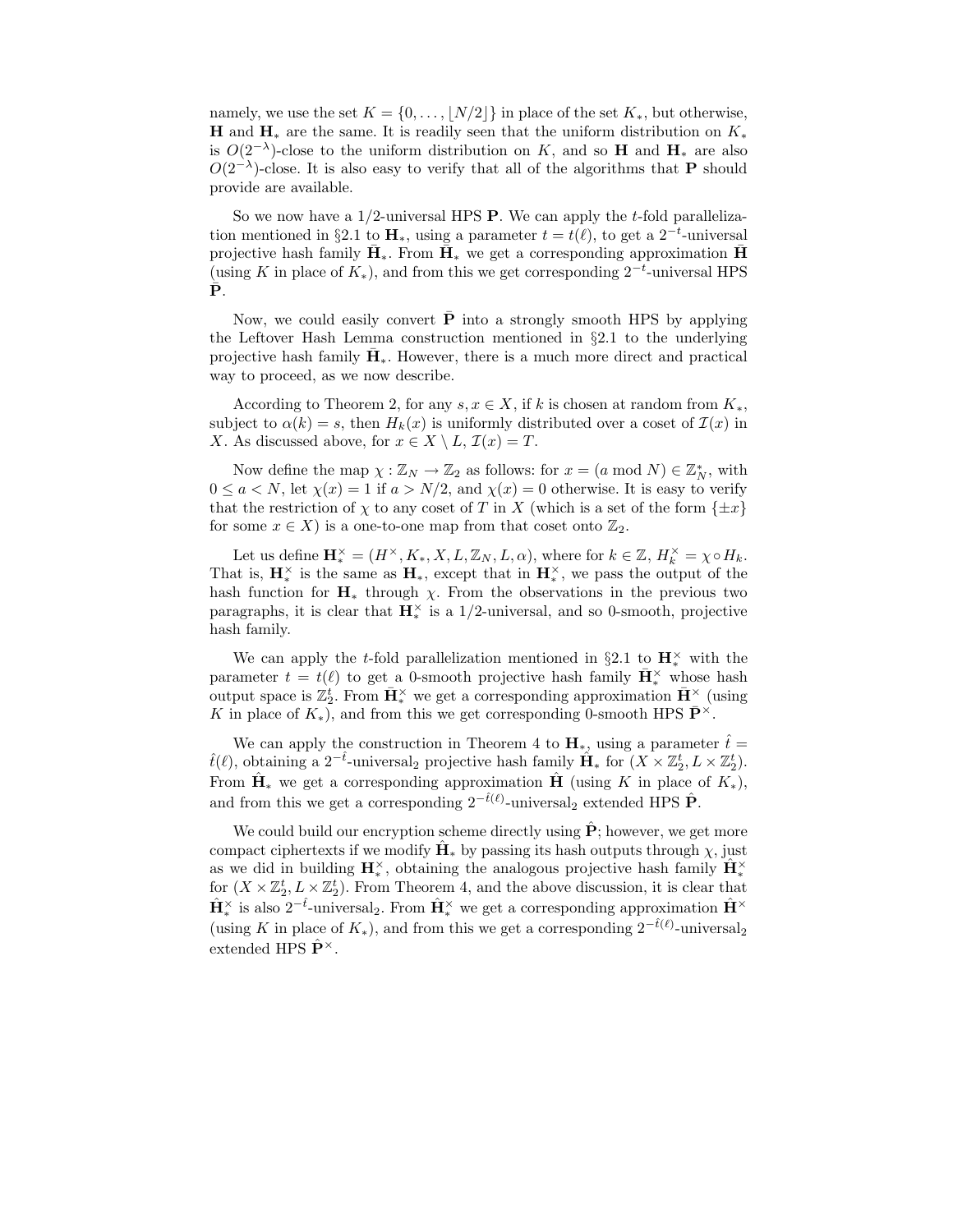namely, we use the set $K = \{0, \ldots, \lfloor N/2 \rfloor\}$ in place of the set $K_*$, but otherwise, $\mathbf{H}$ and $\mathbf{H}_*$ are the same. It is readily seen that the uniform distribution on $K_*$ is $O(2^{-\lambda})$-close to the uniform distribution on $K$, and so $\mathbf{H}$ and $\mathbf{H}_*$ are also $O(2^{-\lambda})$-close. It is also easy to verify that all of the algorithms that $\mathbf{P}$ should provide are available.

So we now have a 1/2-universal HPS $\mathbf{P}$. We can apply the $t$-fold parallelization mentioned in §2.1 to $\mathbf{H}_*$, using a parameter $t = t(\ell)$, to get a $2^{-t}$-universal projective hash family $\bar{\mathbf{H}}_*$. From $\bar{\mathbf{H}}_*$ we get a corresponding approximation $\bar{\mathbf{H}}$ (using $K$ in place of $K_*$), and from this we get corresponding $2^{-t}$-universal HPS $\bar{\mathbf{P}}$.

Now, we could easily convert $\bar{\mathbf{P}}$ into a strongly smooth HPS by applying the Leftover Hash Lemma construction mentioned in §2.1 to the underlying projective hash family $\bar{\mathbf{H}}_*$. However, there is a much more direct and practical way to proceed, as we now describe.

According to Theorem 2, for any $s, x \in X$, if $k$ is chosen at random from $K_*$, subject to $\alpha(k) = s$, then $H_k(x)$ is uniformly distributed over a coset of $\mathcal{I}(x)$ in $X$. As discussed above, for $x \in X \setminus L$, $\mathcal{I}(x) = T$.

Now define the map $\chi : \mathbb{Z}_N \to \mathbb{Z}_2$ as follows: for $x = (a \bmod N) \in \mathbb{Z}_N^*$, with $0 \leq a < N$, let $\chi(x) = 1$ if $a > N/2$, and $\chi(x) = 0$ otherwise. It is easy to verify that the restriction of $\chi$ to any coset of $T$ in $X$ (which is a set of the form $\{\pm x\}$ for some $x \in X$) is a one-to-one map from that coset onto $\mathbb{Z}_2$.

Let us define $\mathbf{H}_*^\times = (H^\times, K_*, X, L, \mathbb{Z}_N, L, \alpha)$, where for $k \in \mathbb{Z}$, $H_k^\times = \chi \circ H_k$. That is, $\mathbf{H}_*^\times$ is the same as $\mathbf{H}_*$, except that in $\mathbf{H}_*^\times$, we pass the output of the hash function for $\mathbf{H}_*$ through $\chi$. From the observations in the previous two paragraphs, it is clear that $\mathbf{H}_*^\times$ is a 1/2-universal, and so 0-smooth, projective hash family.

We can apply the $t$-fold parallelization mentioned in §2.1 to $\mathbf{H}_*^\times$ with the parameter $t = t(\ell)$ to get a 0-smooth projective hash family $\bar{\mathbf{H}}_*^\times$ whose hash output space is $\mathbb{Z}_2^t$. From $\bar{\mathbf{H}}_*^\times$ we get a corresponding approximation $\bar{\mathbf{H}}^\times$ (using $K$ in place of $K_*$), and from this we get corresponding 0-smooth HPS $\bar{\mathbf{P}}^\times$.

We can apply the construction in Theorem 4 to $\mathbf{H}_*$, using a parameter $\hat{t} = \hat{t}(\ell)$, obtaining a $2^{-\hat{t}}$-universal$_2$ projective hash family $\hat{\mathbf{H}}_*$ for $(X \times \mathbb{Z}_2^t, L \times \mathbb{Z}_2^t)$. From $\hat{\mathbf{H}}_*$ we get a corresponding approximation $\hat{\mathbf{H}}$ (using $K$ in place of $K_*$), and from this we get a corresponding $2^{-\hat{t}(\ell)}$-universal$_2$ extended HPS $\hat{\mathbf{P}}$.

We could build our encryption scheme directly using $\hat{\mathbf{P}}$; however, we get more compact ciphertexts if we modify $\hat{\mathbf{H}}_*$ by passing its hash outputs through $\chi$, just as we did in building $\mathbf{H}_*^\times$, obtaining the analogous projective hash family $\hat{\mathbf{H}}_*^\times$ for $(X \times \mathbb{Z}_2^t, L \times \mathbb{Z}_2^t)$. From Theorem 4, and the above discussion, it is clear that $\hat{\mathbf{H}}_*^\times$ is also $2^{-\hat{t}}$-universal$_2$. From $\hat{\mathbf{H}}_*^\times$ we get a corresponding approximation $\hat{\mathbf{H}}^\times$ (using $K$ in place of $K_*$), and from this we get a corresponding $2^{-\hat{t}(\ell)}$-universal$_2$ extended HPS $\hat{\mathbf{P}}^\times$.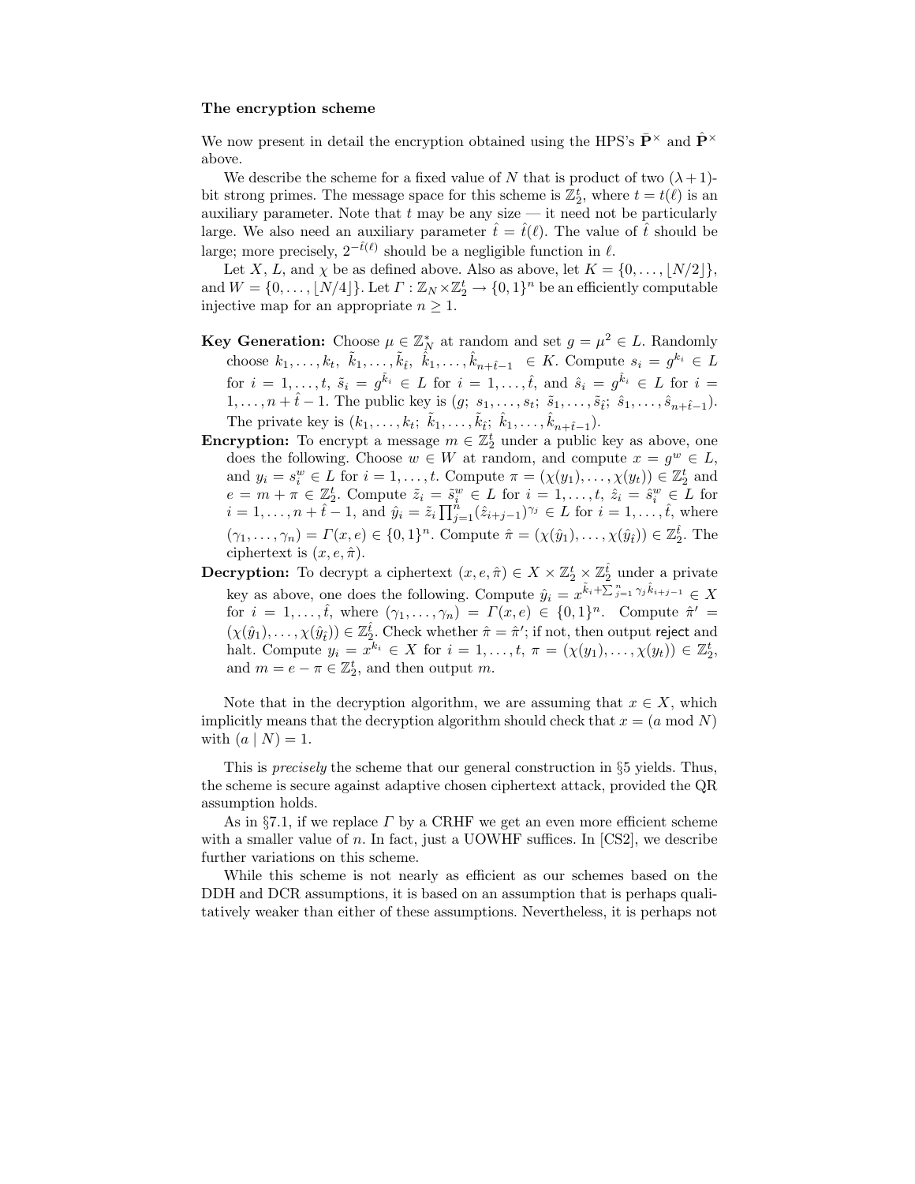**The encryption scheme**

We now present in detail the encryption obtained using the HPS's $\bar{\mathbf{P}}^\times$ and $\hat{\mathbf{P}}^\times$ above.

We describe the scheme for a fixed value of $N$ that is product of two $(\lambda+1)$-bit strong primes. The message space for this scheme is $\mathbb{Z}_2^t$, where $t = t(\ell)$ is an auxiliary parameter. Note that $t$ may be any size — it need not be particularly large. We also need an auxiliary parameter $\hat{t} = \hat{t}(\ell)$. The value of $\hat{t}$ should be large; more precisely, $2^{-\hat{t}(\ell)}$ should be a negligible function in $\ell$.

Let $X$, $L$, and $\chi$ be as defined above. Also as above, let $K = \{0, \ldots, \lfloor N/2 \rfloor\}$, and $W = \{0, \ldots, \lfloor N/4 \rfloor\}$. Let $\Gamma : \mathbb{Z}_N \times \mathbb{Z}_2^t \to \{0,1\}^n$ be an efficiently computable injective map for an appropriate $n \geq 1$.

**Key Generation:** Choose $\mu \in \mathbb{Z}_N^*$ at random and set $g = \mu^2 \in L$. Randomly choose $k_1, \ldots, k_t,\ \tilde{k}_1, \ldots, \tilde{k}_{\hat{t}},\ \hat{k}_1, \ldots, \hat{k}_{n+\hat{t}-1} \in K$. Compute $s_i = g^{k_i} \in L$ for $i = 1, \ldots, t$, $\tilde{s}_i = g^{\tilde{k}_i} \in L$ for $i = 1, \ldots, \hat{t}$, and $\hat{s}_i = g^{\hat{k}_i} \in L$ for $i = 1, \ldots, n + \hat{t} - 1$. The public key is $(g;\ s_1, \ldots, s_t;\ \tilde{s}_1, \ldots, \tilde{s}_{\hat{t}};\ \hat{s}_1, \ldots, \hat{s}_{n+\hat{t}-1})$. The private key is $(k_1, \ldots, k_t;\ \tilde{k}_1, \ldots, \tilde{k}_{\hat{t}};\ \hat{k}_1, \ldots, \hat{k}_{n+\hat{t}-1})$.

**Encryption:** To encrypt a message $m \in \mathbb{Z}_2^t$ under a public key as above, one does the following. Choose $w \in W$ at random, and compute $x = g^w \in L$, and $y_i = s_i^w \in L$ for $i = 1, \ldots, t$. Compute $\pi = (\chi(y_1), \ldots, \chi(y_t)) \in \mathbb{Z}_2^t$ and $e = m + \pi \in \mathbb{Z}_2^t$. Compute $\tilde{z}_i = \tilde{s}_i^w \in L$ for $i = 1, \ldots, t$, $\hat{z}_i = \hat{s}_i^w \in L$ for $i = 1, \ldots, n + \hat{t} - 1$, and $\hat{y}_i = \tilde{z}_i \prod_{j=1}^n (\hat{z}_{i+j-1})^{\gamma_j} \in L$ for $i = 1, \ldots, \hat{t}$, where $(\gamma_1, \ldots, \gamma_n) = \Gamma(x, e) \in \{0,1\}^n$. Compute $\hat{\pi} = (\chi(\hat{y}_1), \ldots, \chi(\hat{y}_{\hat{t}})) \in \mathbb{Z}_2^{\hat{t}}$. The ciphertext is $(x, e, \hat{\pi})$.

**Decryption:** To decrypt a ciphertext $(x, e, \hat{\pi}) \in X \times \mathbb{Z}_2^t \times \mathbb{Z}_2^{\hat{t}}$ under a private key as above, one does the following. Compute $\hat{y}_i = x^{\tilde{k}_i + \sum_{j=1}^n \gamma_j \hat{k}_{i+j-1}} \in X$ for $i = 1, \ldots, \hat{t}$, where $(\gamma_1, \ldots, \gamma_n) = \Gamma(x, e) \in \{0,1\}^n$. Compute $\hat{\pi}' = (\chi(\hat{y}_1), \ldots, \chi(\hat{y}_{\hat{t}})) \in \mathbb{Z}_2^{\hat{t}}$. Check whether $\hat{\pi} = \hat{\pi}'$; if not, then output reject and halt. Compute $y_i = x^{k_i} \in X$ for $i = 1, \ldots, t$, $\pi = (\chi(y_1), \ldots, \chi(y_t)) \in \mathbb{Z}_2^t$, and $m = e - \pi \in \mathbb{Z}_2^t$, and then output $m$.

Note that in the decryption algorithm, we are assuming that $x \in X$, which implicitly means that the decryption algorithm should check that $x = (a \bmod N)$ with $(a \mid N) = 1$.

This is *precisely* the scheme that our general construction in §5 yields. Thus, the scheme is secure against adaptive chosen ciphertext attack, provided the QR assumption holds.

As in §7.1, if we replace $\Gamma$ by a CRHF we get an even more efficient scheme with a smaller value of $n$. In fact, just a UOWHF suffices. In [CS2], we describe further variations on this scheme.

While this scheme is not nearly as efficient as our schemes based on the DDH and DCR assumptions, it is based on an assumption that is perhaps qualitatively weaker than either of these assumptions. Nevertheless, it is perhaps not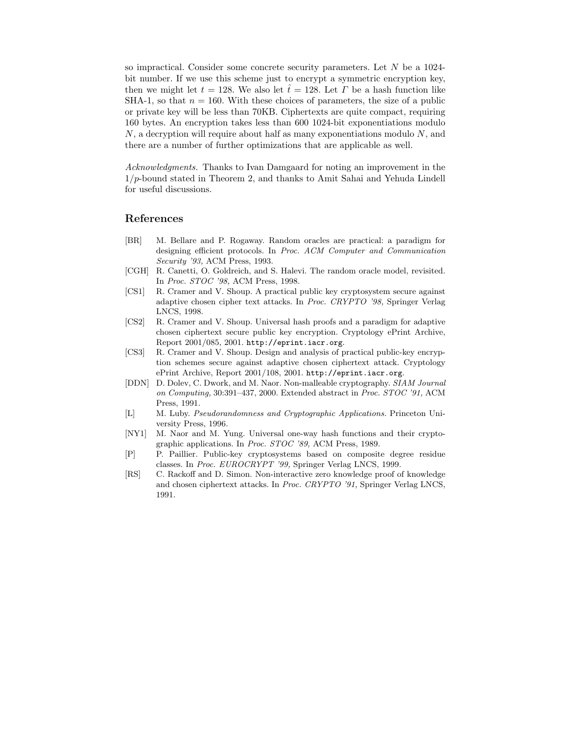so impractical. Consider some concrete security parameters. Let $N$ be a 1024-bit number. If we use this scheme just to encrypt a symmetric encryption key, then we might let $t = 128$. We also let $\hat{t} = 128$. Let $\Gamma$ be a hash function like SHA-1, so that $n = 160$. With these choices of parameters, the size of a public or private key will be less than 70KB. Ciphertexts are quite compact, requiring 160 bytes. An encryption takes less than 600 1024-bit exponentiations modulo $N$, a decryption will require about half as many exponentiations modulo $N$, and there are a number of further optimizations that are applicable as well.

*Acknowledgments.* Thanks to Ivan Damgaard for noting an improvement in the $1/p$-bound stated in Theorem 2, and thanks to Amit Sahai and Yehuda Lindell for useful discussions.

## References

- [BR] M. Bellare and P. Rogaway. Random oracles are practical: a paradigm for designing efficient protocols. In *Proc. ACM Computer and Communication Security '93,* ACM Press, 1993.
- [CGH] R. Canetti, O. Goldreich, and S. Halevi. The random oracle model, revisited. In *Proc. STOC '98,* ACM Press, 1998.
- [CS1] R. Cramer and V. Shoup. A practical public key cryptosystem secure against adaptive chosen cipher text attacks. In *Proc. CRYPTO '98,* Springer Verlag LNCS, 1998.
- [CS2] R. Cramer and V. Shoup. Universal hash proofs and a paradigm for adaptive chosen ciphertext secure public key encryption. Cryptology ePrint Archive, Report 2001/085, 2001. `http://eprint.iacr.org`.
- [CS3] R. Cramer and V. Shoup. Design and analysis of practical public-key encryption schemes secure against adaptive chosen ciphertext attack. Cryptology ePrint Archive, Report 2001/108, 2001. `http://eprint.iacr.org`.
- [DDN] D. Dolev, C. Dwork, and M. Naor. Non-malleable cryptography. *SIAM Journal on Computing,* 30:391–437, 2000. Extended abstract in *Proc. STOC '91,* ACM Press, 1991.
- [L] M. Luby. *Pseudorandomness and Cryptographic Applications.* Princeton University Press, 1996.
- [NY1] M. Naor and M. Yung. Universal one-way hash functions and their cryptographic applications. In *Proc. STOC '89,* ACM Press, 1989.
- [P] P. Paillier. Public-key cryptosystems based on composite degree residue classes. In *Proc. EUROCRYPT '99,* Springer Verlag LNCS, 1999.
- [RS] C. Rackoff and D. Simon. Non-interactive zero knowledge proof of knowledge and chosen ciphertext attacks. In *Proc. CRYPTO '91,* Springer Verlag LNCS, 1991.